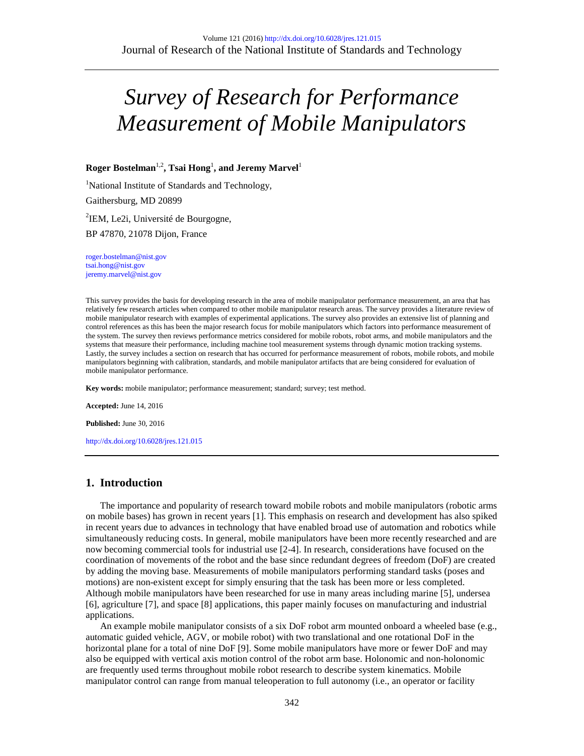# Survey of Research for Performance Measurement of Mobile Manipulators

**Roger Bostelman**[1,2], **Tsai Hong**[1], **and Jeremy Marvel**[1]

[1]National Institute of Standards and Technology,

Gaithersburg, MD 20899

[2]IEM, Le2i, Université de Bourgogne,

BP 47870, 21078 Dijon, France

roger.bostelman@nist.gov
tsai.hong@nist.gov
jeremy.marvel@nist.gov

This survey provides the basis for developing research in the area of mobile manipulator performance measurement, an area that has relatively few research articles when compared to other mobile manipulator research areas. The survey provides a literature review of mobile manipulator research with examples of experimental applications. The survey also provides an extensive list of planning and control references as this has been the major research focus for mobile manipulators which factors into performance measurement of the system. The survey then reviews performance metrics considered for mobile robots, robot arms, and mobile manipulators and the systems that measure their performance, including machine tool measurement systems through dynamic motion tracking systems. Lastly, the survey includes a section on research that has occurred for performance measurement of robots, mobile robots, and mobile manipulators beginning with calibration, standards, and mobile manipulator artifacts that are being considered for evaluation of mobile manipulator performance.

**Key words:** mobile manipulator; performance measurement; standard; survey; test method.

**Accepted:** June 14, 2016

**Published:** June 30, 2016

http://dx.doi.org/10.6028/jres.121.015

## 1. Introduction

The importance and popularity of research toward mobile robots and mobile manipulators (robotic arms on mobile bases) has grown in recent years [1]. This emphasis on research and development has also spiked in recent years due to advances in technology that have enabled broad use of automation and robotics while simultaneously reducing costs. In general, mobile manipulators have been more recently researched and are now becoming commercial tools for industrial use [2-4]. In research, considerations have focused on the coordination of movements of the robot and the base since redundant degrees of freedom (DoF) are created by adding the moving base. Measurements of mobile manipulators performing standard tasks (poses and motions) are non-existent except for simply ensuring that the task has been more or less completed. Although mobile manipulators have been researched for use in many areas including marine [5], undersea [6], agriculture [7], and space [8] applications, this paper mainly focuses on manufacturing and industrial applications.

An example mobile manipulator consists of a six DoF robot arm mounted onboard a wheeled base (e.g., automatic guided vehicle, AGV, or mobile robot) with two translational and one rotational DoF in the horizontal plane for a total of nine DoF [9]. Some mobile manipulators have more or fewer DoF and may also be equipped with vertical axis motion control of the robot arm base. Holonomic and non-holonomic are frequently used terms throughout mobile robot research to describe system kinematics. Mobile manipulator control can range from manual teleoperation to full autonomy (i.e., an operator or facility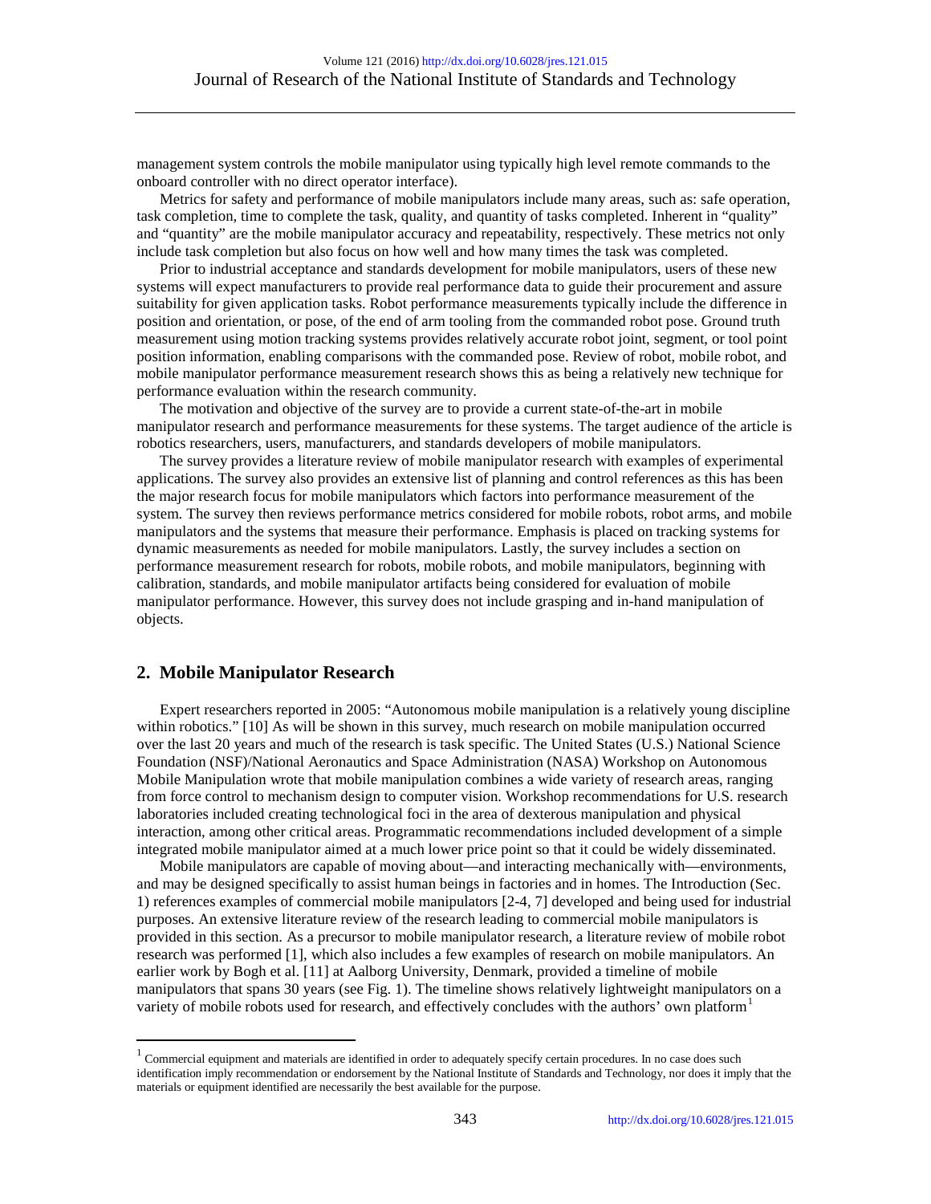management system controls the mobile manipulator using typically high level remote commands to the onboard controller with no direct operator interface).

Metrics for safety and performance of mobile manipulators include many areas, such as: safe operation, task completion, time to complete the task, quality, and quantity of tasks completed. Inherent in "quality" and "quantity" are the mobile manipulator accuracy and repeatability, respectively. These metrics not only include task completion but also focus on how well and how many times the task was completed.

Prior to industrial acceptance and standards development for mobile manipulators, users of these new systems will expect manufacturers to provide real performance data to guide their procurement and assure suitability for given application tasks. Robot performance measurements typically include the difference in position and orientation, or pose, of the end of arm tooling from the commanded robot pose. Ground truth measurement using motion tracking systems provides relatively accurate robot joint, segment, or tool point position information, enabling comparisons with the commanded pose. Review of robot, mobile robot, and mobile manipulator performance measurement research shows this as being a relatively new technique for performance evaluation within the research community.

The motivation and objective of the survey are to provide a current state-of-the-art in mobile manipulator research and performance measurements for these systems. The target audience of the article is robotics researchers, users, manufacturers, and standards developers of mobile manipulators.

The survey provides a literature review of mobile manipulator research with examples of experimental applications. The survey also provides an extensive list of planning and control references as this has been the major research focus for mobile manipulators which factors into performance measurement of the system. The survey then reviews performance metrics considered for mobile robots, robot arms, and mobile manipulators and the systems that measure their performance. Emphasis is placed on tracking systems for dynamic measurements as needed for mobile manipulators. Lastly, the survey includes a section on performance measurement research for robots, mobile robots, and mobile manipulators, beginning with calibration, standards, and mobile manipulator artifacts being considered for evaluation of mobile manipulator performance. However, this survey does not include grasping and in-hand manipulation of objects.

## 2. Mobile Manipulator Research

Expert researchers reported in 2005: "Autonomous mobile manipulation is a relatively young discipline within robotics." [10] As will be shown in this survey, much research on mobile manipulation occurred over the last 20 years and much of the research is task specific. The United States (U.S.) National Science Foundation (NSF)/National Aeronautics and Space Administration (NASA) Workshop on Autonomous Mobile Manipulation wrote that mobile manipulation combines a wide variety of research areas, ranging from force control to mechanism design to computer vision. Workshop recommendations for U.S. research laboratories included creating technological foci in the area of dexterous manipulation and physical interaction, among other critical areas. Programmatic recommendations included development of a simple integrated mobile manipulator aimed at a much lower price point so that it could be widely disseminated.

Mobile manipulators are capable of moving about—and interacting mechanically with—environments, and may be designed specifically to assist human beings in factories and in homes. The Introduction (Sec. 1) references examples of commercial mobile manipulators [2-4, 7] developed and being used for industrial purposes. An extensive literature review of the research leading to commercial mobile manipulators is provided in this section. As a precursor to mobile manipulator research, a literature review of mobile robot research was performed [1], which also includes a few examples of research on mobile manipulators. An earlier work by Bogh et al. [11] at Aalborg University, Denmark, provided a timeline of mobile manipulators that spans 30 years (see Fig. 1). The timeline shows relatively lightweight manipulators on a variety of mobile robots used for research, and effectively concludes with the authors' own platform[1]

[1] Commercial equipment and materials are identified in order to adequately specify certain procedures. In no case does such identification imply recommendation or endorsement by the National Institute of Standards and Technology, nor does it imply that the materials or equipment identified are necessarily the best available for the purpose.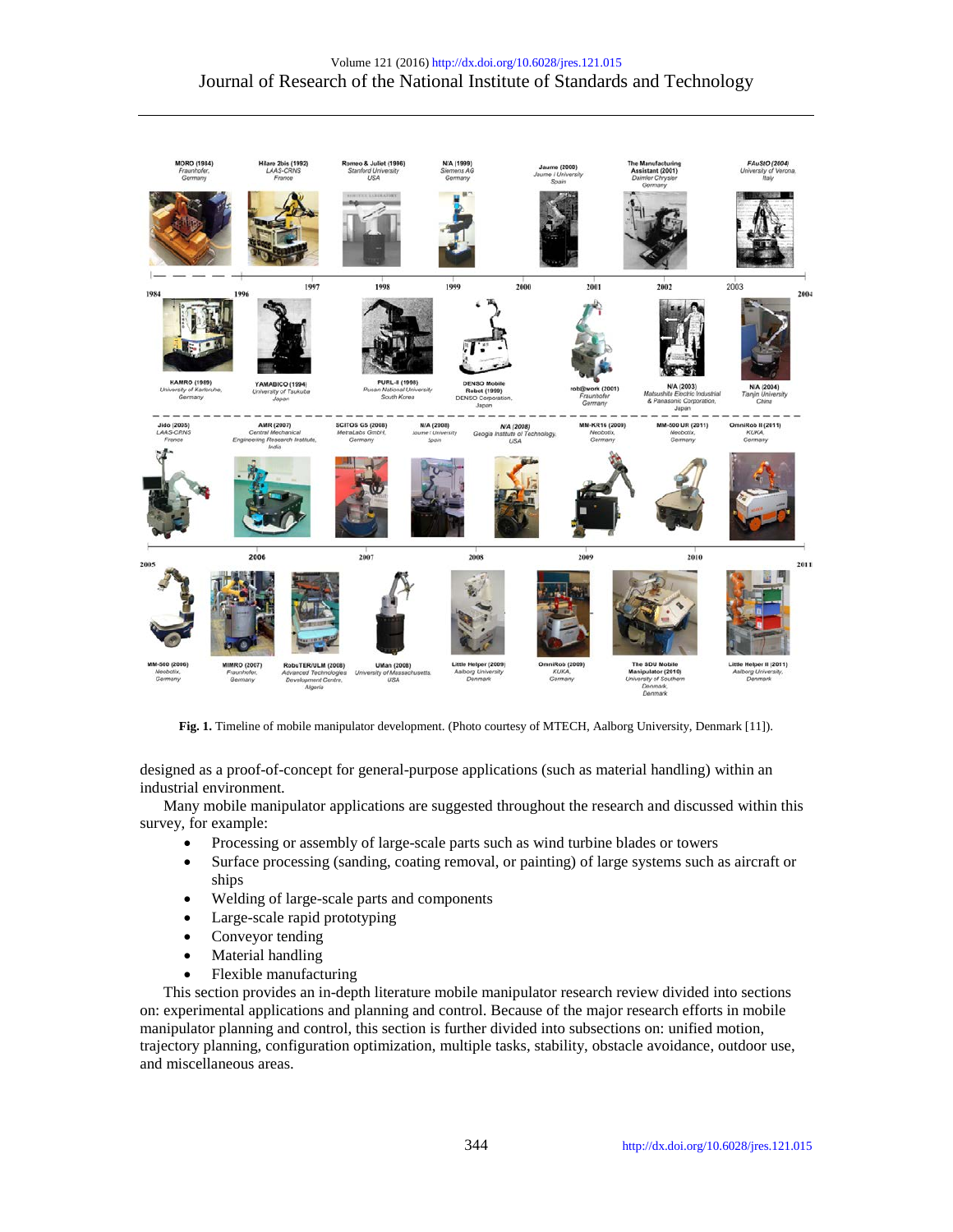**Fig. 1.** Timeline of mobile manipulator development. (Photo courtesy of MTECH, Aalborg University, Denmark [11]).

designed as a proof-of-concept for general-purpose applications (such as material handling) within an industrial environment.

Many mobile manipulator applications are suggested throughout the research and discussed within this survey, for example:

- Processing or assembly of large-scale parts such as wind turbine blades or towers
- Surface processing (sanding, coating removal, or painting) of large systems such as aircraft or ships
- Welding of large-scale parts and components
- Large-scale rapid prototyping
- Conveyor tending
- Material handling
- Flexible manufacturing

This section provides an in-depth literature mobile manipulator research review divided into sections on: experimental applications and planning and control. Because of the major research efforts in mobile manipulator planning and control, this section is further divided into subsections on: unified motion, trajectory planning, configuration optimization, multiple tasks, stability, obstacle avoidance, outdoor use, and miscellaneous areas.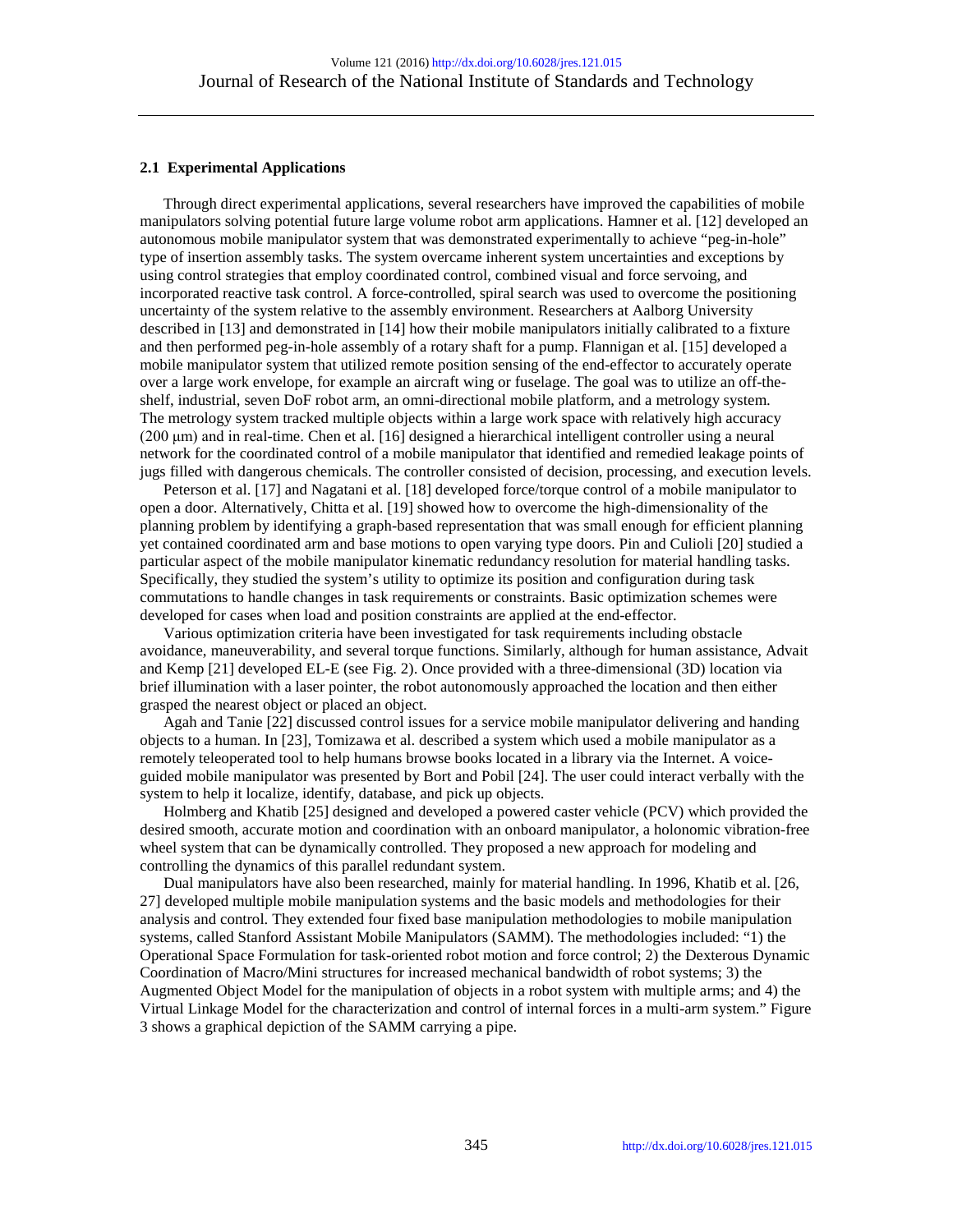### 2.1 Experimental Applications

Through direct experimental applications, several researchers have improved the capabilities of mobile manipulators solving potential future large volume robot arm applications. Hamner et al. [12] developed an autonomous mobile manipulator system that was demonstrated experimentally to achieve "peg-in-hole" type of insertion assembly tasks. The system overcame inherent system uncertainties and exceptions by using control strategies that employ coordinated control, combined visual and force servoing, and incorporated reactive task control. A force-controlled, spiral search was used to overcome the positioning uncertainty of the system relative to the assembly environment. Researchers at Aalborg University described in [13] and demonstrated in [14] how their mobile manipulators initially calibrated to a fixture and then performed peg-in-hole assembly of a rotary shaft for a pump. Flannigan et al. [15] developed a mobile manipulator system that utilized remote position sensing of the end-effector to accurately operate over a large work envelope, for example an aircraft wing or fuselage. The goal was to utilize an off-the-shelf, industrial, seven DoF robot arm, an omni-directional mobile platform, and a metrology system. The metrology system tracked multiple objects within a large work space with relatively high accuracy (200 μm) and in real-time. Chen et al. [16] designed a hierarchical intelligent controller using a neural network for the coordinated control of a mobile manipulator that identified and remedied leakage points of jugs filled with dangerous chemicals. The controller consisted of decision, processing, and execution levels.

Peterson et al. [17] and Nagatani et al. [18] developed force/torque control of a mobile manipulator to open a door. Alternatively, Chitta et al. [19] showed how to overcome the high-dimensionality of the planning problem by identifying a graph-based representation that was small enough for efficient planning yet contained coordinated arm and base motions to open varying type doors. Pin and Culioli [20] studied a particular aspect of the mobile manipulator kinematic redundancy resolution for material handling tasks. Specifically, they studied the system's utility to optimize its position and configuration during task commutations to handle changes in task requirements or constraints. Basic optimization schemes were developed for cases when load and position constraints are applied at the end-effector.

Various optimization criteria have been investigated for task requirements including obstacle avoidance, maneuverability, and several torque functions. Similarly, although for human assistance, Advait and Kemp [21] developed EL-E (see Fig. 2). Once provided with a three-dimensional (3D) location via brief illumination with a laser pointer, the robot autonomously approached the location and then either grasped the nearest object or placed an object.

Agah and Tanie [22] discussed control issues for a service mobile manipulator delivering and handing objects to a human. In [23], Tomizawa et al. described a system which used a mobile manipulator as a remotely teleoperated tool to help humans browse books located in a library via the Internet. A voice-guided mobile manipulator was presented by Bort and Pobil [24]. The user could interact verbally with the system to help it localize, identify, database, and pick up objects.

Holmberg and Khatib [25] designed and developed a powered caster vehicle (PCV) which provided the desired smooth, accurate motion and coordination with an onboard manipulator, a holonomic vibration-free wheel system that can be dynamically controlled. They proposed a new approach for modeling and controlling the dynamics of this parallel redundant system.

Dual manipulators have also been researched, mainly for material handling. In 1996, Khatib et al. [26, 27] developed multiple mobile manipulation systems and the basic models and methodologies for their analysis and control. They extended four fixed base manipulation methodologies to mobile manipulation systems, called Stanford Assistant Mobile Manipulators (SAMM). The methodologies included: "1) the Operational Space Formulation for task-oriented robot motion and force control; 2) the Dexterous Dynamic Coordination of Macro/Mini structures for increased mechanical bandwidth of robot systems; 3) the Augmented Object Model for the manipulation of objects in a robot system with multiple arms; and 4) the Virtual Linkage Model for the characterization and control of internal forces in a multi-arm system." Figure 3 shows a graphical depiction of the SAMM carrying a pipe.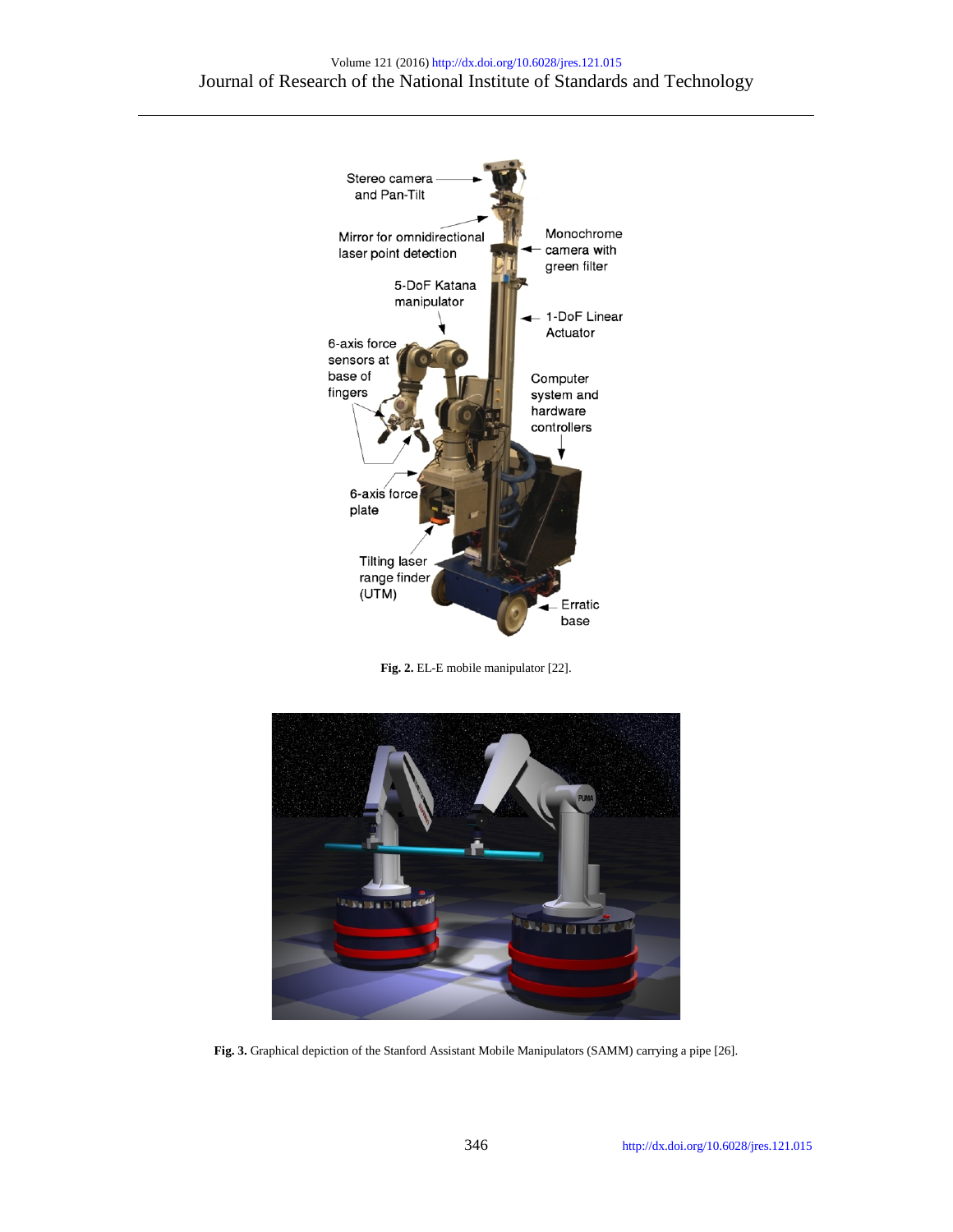**Fig. 2.** EL-E mobile manipulator [22].

**Fig. 3.** Graphical depiction of the Stanford Assistant Mobile Manipulators (SAMM) carrying a pipe [26].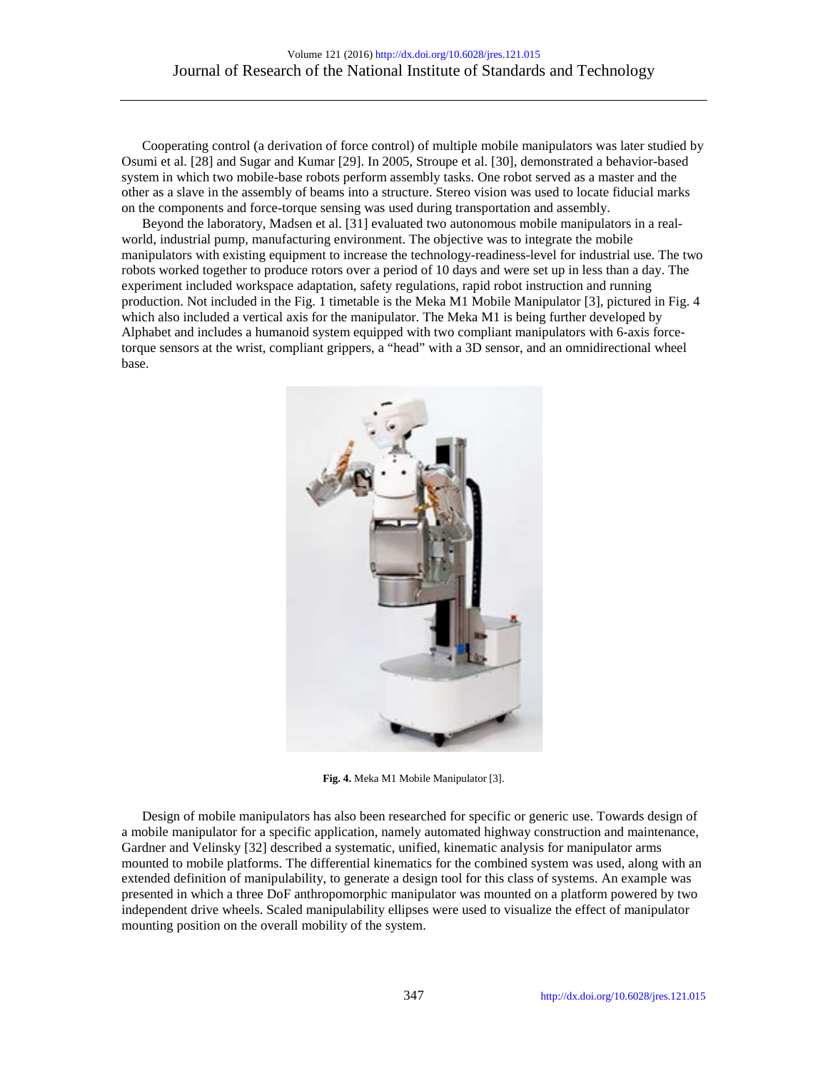Cooperating control (a derivation of force control) of multiple mobile manipulators was later studied by Osumi et al. [28] and Sugar and Kumar [29]. In 2005, Stroupe et al. [30], demonstrated a behavior-based system in which two mobile-base robots perform assembly tasks. One robot served as a master and the other as a slave in the assembly of beams into a structure. Stereo vision was used to locate fiducial marks on the components and force-torque sensing was used during transportation and assembly.

Beyond the laboratory, Madsen et al. [31] evaluated two autonomous mobile manipulators in a real-world, industrial pump, manufacturing environment. The objective was to integrate the mobile manipulators with existing equipment to increase the technology-readiness-level for industrial use. The two robots worked together to produce rotors over a period of 10 days and were set up in less than a day. The experiment included workspace adaptation, safety regulations, rapid robot instruction and running production. Not included in the Fig. 1 timetable is the Meka M1 Mobile Manipulator [3], pictured in Fig. 4 which also included a vertical axis for the manipulator. The Meka M1 is being further developed by Alphabet and includes a humanoid system equipped with two compliant manipulators with 6-axis force-torque sensors at the wrist, compliant grippers, a “head” with a 3D sensor, and an omnidirectional wheel base.

**Fig. 4.** Meka M1 Mobile Manipulator [3].

Design of mobile manipulators has also been researched for specific or generic use. Towards design of a mobile manipulator for a specific application, namely automated highway construction and maintenance, Gardner and Velinsky [32] described a systematic, unified, kinematic analysis for manipulator arms mounted to mobile platforms. The differential kinematics for the combined system was used, along with an extended definition of manipulability, to generate a design tool for this class of systems. An example was presented in which a three DoF anthropomorphic manipulator was mounted on a platform powered by two independent drive wheels. Scaled manipulability ellipses were used to visualize the effect of manipulator mounting position on the overall mobility of the system.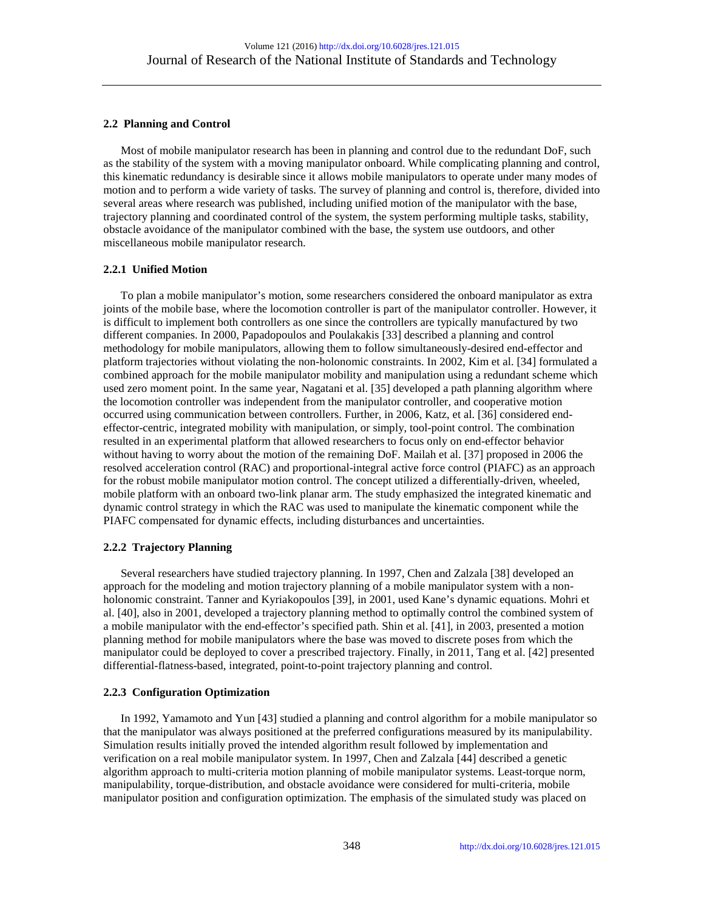### 2.2 Planning and Control

Most of mobile manipulator research has been in planning and control due to the redundant DoF, such as the stability of the system with a moving manipulator onboard. While complicating planning and control, this kinematic redundancy is desirable since it allows mobile manipulators to operate under many modes of motion and to perform a wide variety of tasks. The survey of planning and control is, therefore, divided into several areas where research was published, including unified motion of the manipulator with the base, trajectory planning and coordinated control of the system, the system performing multiple tasks, stability, obstacle avoidance of the manipulator combined with the base, the system use outdoors, and other miscellaneous mobile manipulator research.

#### 2.2.1 Unified Motion

To plan a mobile manipulator's motion, some researchers considered the onboard manipulator as extra joints of the mobile base, where the locomotion controller is part of the manipulator controller. However, it is difficult to implement both controllers as one since the controllers are typically manufactured by two different companies. In 2000, Papadopoulos and Poulakakis [33] described a planning and control methodology for mobile manipulators, allowing them to follow simultaneously-desired end-effector and platform trajectories without violating the non-holonomic constraints. In 2002, Kim et al. [34] formulated a combined approach for the mobile manipulator mobility and manipulation using a redundant scheme which used zero moment point. In the same year, Nagatani et al. [35] developed a path planning algorithm where the locomotion controller was independent from the manipulator controller, and cooperative motion occurred using communication between controllers. Further, in 2006, Katz, et al. [36] considered end-effector-centric, integrated mobility with manipulation, or simply, tool-point control. The combination resulted in an experimental platform that allowed researchers to focus only on end-effector behavior without having to worry about the motion of the remaining DoF. Mailah et al. [37] proposed in 2006 the resolved acceleration control (RAC) and proportional-integral active force control (PIAFC) as an approach for the robust mobile manipulator motion control. The concept utilized a differentially-driven, wheeled, mobile platform with an onboard two-link planar arm. The study emphasized the integrated kinematic and dynamic control strategy in which the RAC was used to manipulate the kinematic component while the PIAFC compensated for dynamic effects, including disturbances and uncertainties.

#### 2.2.2 Trajectory Planning

Several researchers have studied trajectory planning. In 1997, Chen and Zalzala [38] developed an approach for the modeling and motion trajectory planning of a mobile manipulator system with a non-holonomic constraint. Tanner and Kyriakopoulos [39], in 2001, used Kane's dynamic equations. Mohri et al. [40], also in 2001, developed a trajectory planning method to optimally control the combined system of a mobile manipulator with the end-effector's specified path. Shin et al. [41], in 2003, presented a motion planning method for mobile manipulators where the base was moved to discrete poses from which the manipulator could be deployed to cover a prescribed trajectory. Finally, in 2011, Tang et al. [42] presented differential-flatness-based, integrated, point-to-point trajectory planning and control.

#### 2.2.3 Configuration Optimization

In 1992, Yamamoto and Yun [43] studied a planning and control algorithm for a mobile manipulator so that the manipulator was always positioned at the preferred configurations measured by its manipulability. Simulation results initially proved the intended algorithm result followed by implementation and verification on a real mobile manipulator system. In 1997, Chen and Zalzala [44] described a genetic algorithm approach to multi-criteria motion planning of mobile manipulator systems. Least-torque norm, manipulability, torque-distribution, and obstacle avoidance were considered for multi-criteria, mobile manipulator position and configuration optimization. The emphasis of the simulated study was placed on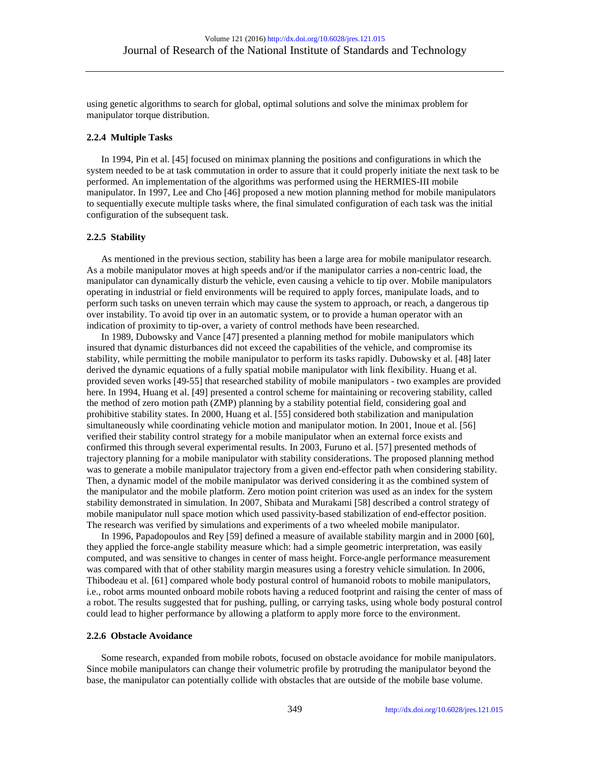using genetic algorithms to search for global, optimal solutions and solve the minimax problem for manipulator torque distribution.

#### 2.2.4 Multiple Tasks

In 1994, Pin et al. [45] focused on minimax planning the positions and configurations in which the system needed to be at task commutation in order to assure that it could properly initiate the next task to be performed. An implementation of the algorithms was performed using the HERMIES-III mobile manipulator. In 1997, Lee and Cho [46] proposed a new motion planning method for mobile manipulators to sequentially execute multiple tasks where, the final simulated configuration of each task was the initial configuration of the subsequent task.

#### 2.2.5 Stability

As mentioned in the previous section, stability has been a large area for mobile manipulator research. As a mobile manipulator moves at high speeds and/or if the manipulator carries a non-centric load, the manipulator can dynamically disturb the vehicle, even causing a vehicle to tip over. Mobile manipulators operating in industrial or field environments will be required to apply forces, manipulate loads, and to perform such tasks on uneven terrain which may cause the system to approach, or reach, a dangerous tip over instability. To avoid tip over in an automatic system, or to provide a human operator with an indication of proximity to tip-over, a variety of control methods have been researched.

In 1989, Dubowsky and Vance [47] presented a planning method for mobile manipulators which insured that dynamic disturbances did not exceed the capabilities of the vehicle, and compromise its stability, while permitting the mobile manipulator to perform its tasks rapidly. Dubowsky et al. [48] later derived the dynamic equations of a fully spatial mobile manipulator with link flexibility. Huang et al. provided seven works [49-55] that researched stability of mobile manipulators - two examples are provided here. In 1994, Huang et al. [49] presented a control scheme for maintaining or recovering stability, called the method of zero motion path (ZMP) planning by a stability potential field, considering goal and prohibitive stability states. In 2000, Huang et al. [55] considered both stabilization and manipulation simultaneously while coordinating vehicle motion and manipulator motion. In 2001, Inoue et al. [56] verified their stability control strategy for a mobile manipulator when an external force exists and confirmed this through several experimental results. In 2003, Furuno et al. [57] presented methods of trajectory planning for a mobile manipulator with stability considerations. The proposed planning method was to generate a mobile manipulator trajectory from a given end-effector path when considering stability. Then, a dynamic model of the mobile manipulator was derived considering it as the combined system of the manipulator and the mobile platform. Zero motion point criterion was used as an index for the system stability demonstrated in simulation. In 2007, Shibata and Murakami [58] described a control strategy of mobile manipulator null space motion which used passivity-based stabilization of end-effector position. The research was verified by simulations and experiments of a two wheeled mobile manipulator.

In 1996, Papadopoulos and Rey [59] defined a measure of available stability margin and in 2000 [60], they applied the force-angle stability measure which: had a simple geometric interpretation, was easily computed, and was sensitive to changes in center of mass height. Force-angle performance measurement was compared with that of other stability margin measures using a forestry vehicle simulation. In 2006, Thibodeau et al. [61] compared whole body postural control of humanoid robots to mobile manipulators, i.e., robot arms mounted onboard mobile robots having a reduced footprint and raising the center of mass of a robot. The results suggested that for pushing, pulling, or carrying tasks, using whole body postural control could lead to higher performance by allowing a platform to apply more force to the environment.

#### 2.2.6 Obstacle Avoidance

Some research, expanded from mobile robots, focused on obstacle avoidance for mobile manipulators. Since mobile manipulators can change their volumetric profile by protruding the manipulator beyond the base, the manipulator can potentially collide with obstacles that are outside of the mobile base volume.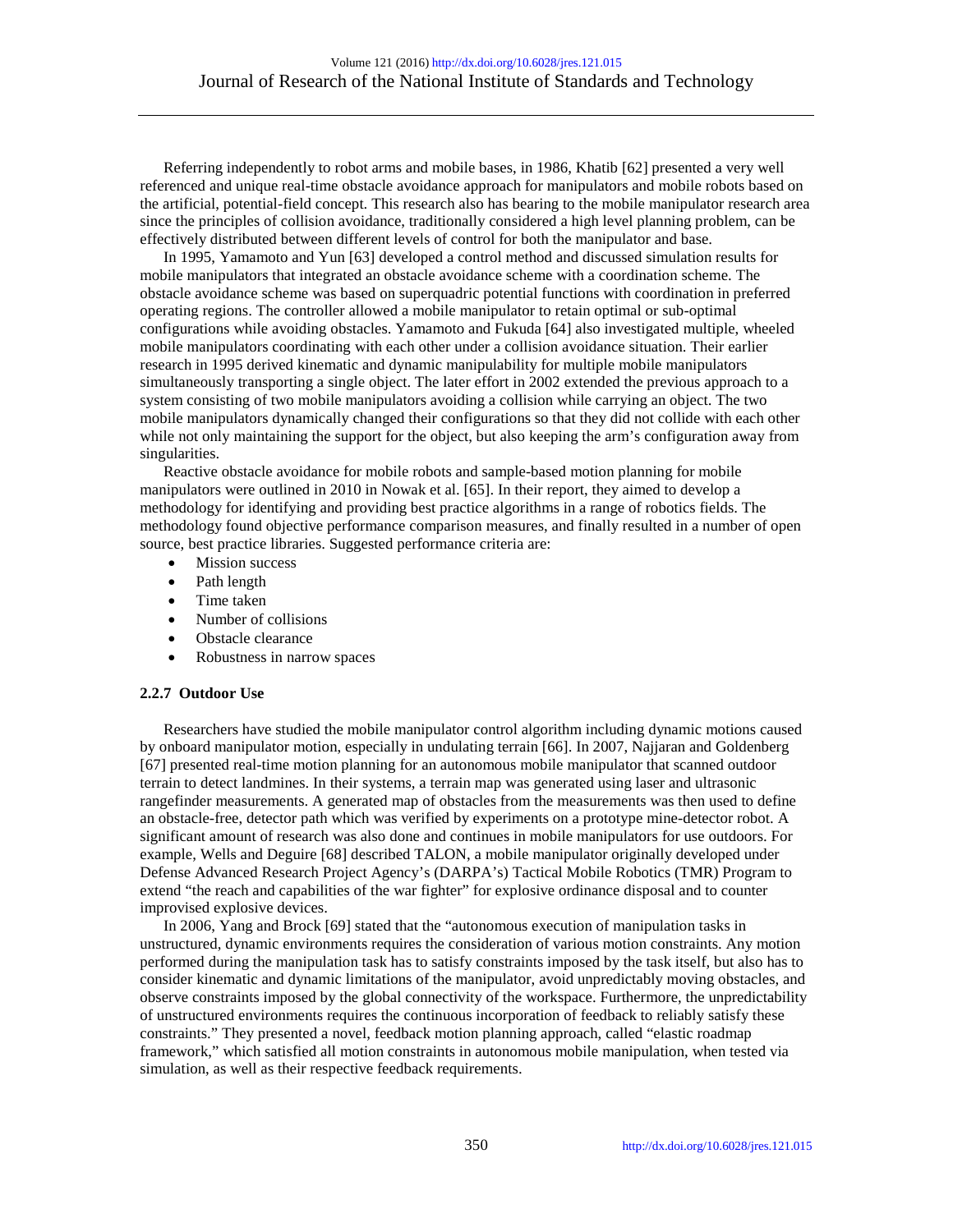Referring independently to robot arms and mobile bases, in 1986, Khatib [62] presented a very well referenced and unique real-time obstacle avoidance approach for manipulators and mobile robots based on the artificial, potential-field concept. This research also has bearing to the mobile manipulator research area since the principles of collision avoidance, traditionally considered a high level planning problem, can be effectively distributed between different levels of control for both the manipulator and base.

In 1995, Yamamoto and Yun [63] developed a control method and discussed simulation results for mobile manipulators that integrated an obstacle avoidance scheme with a coordination scheme. The obstacle avoidance scheme was based on superquadric potential functions with coordination in preferred operating regions. The controller allowed a mobile manipulator to retain optimal or sub-optimal configurations while avoiding obstacles. Yamamoto and Fukuda [64] also investigated multiple, wheeled mobile manipulators coordinating with each other under a collision avoidance situation. Their earlier research in 1995 derived kinematic and dynamic manipulability for multiple mobile manipulators simultaneously transporting a single object. The later effort in 2002 extended the previous approach to a system consisting of two mobile manipulators avoiding a collision while carrying an object. The two mobile manipulators dynamically changed their configurations so that they did not collide with each other while not only maintaining the support for the object, but also keeping the arm's configuration away from singularities.

Reactive obstacle avoidance for mobile robots and sample-based motion planning for mobile manipulators were outlined in 2010 in Nowak et al. [65]. In their report, they aimed to develop a methodology for identifying and providing best practice algorithms in a range of robotics fields. The methodology found objective performance comparison measures, and finally resulted in a number of open source, best practice libraries. Suggested performance criteria are:

- Mission success
- Path length
- Time taken
- Number of collisions
- Obstacle clearance
- Robustness in narrow spaces

### 2.2.7 Outdoor Use

Researchers have studied the mobile manipulator control algorithm including dynamic motions caused by onboard manipulator motion, especially in undulating terrain [66]. In 2007, Najjaran and Goldenberg [67] presented real-time motion planning for an autonomous mobile manipulator that scanned outdoor terrain to detect landmines. In their systems, a terrain map was generated using laser and ultrasonic rangefinder measurements. A generated map of obstacles from the measurements was then used to define an obstacle-free, detector path which was verified by experiments on a prototype mine-detector robot. A significant amount of research was also done and continues in mobile manipulators for use outdoors. For example, Wells and Deguire [68] described TALON, a mobile manipulator originally developed under Defense Advanced Research Project Agency's (DARPA's) Tactical Mobile Robotics (TMR) Program to extend "the reach and capabilities of the war fighter" for explosive ordinance disposal and to counter improvised explosive devices.

In 2006, Yang and Brock [69] stated that the "autonomous execution of manipulation tasks in unstructured, dynamic environments requires the consideration of various motion constraints. Any motion performed during the manipulation task has to satisfy constraints imposed by the task itself, but also has to consider kinematic and dynamic limitations of the manipulator, avoid unpredictably moving obstacles, and observe constraints imposed by the global connectivity of the workspace. Furthermore, the unpredictability of unstructured environments requires the continuous incorporation of feedback to reliably satisfy these constraints." They presented a novel, feedback motion planning approach, called "elastic roadmap framework," which satisfied all motion constraints in autonomous mobile manipulation, when tested via simulation, as well as their respective feedback requirements.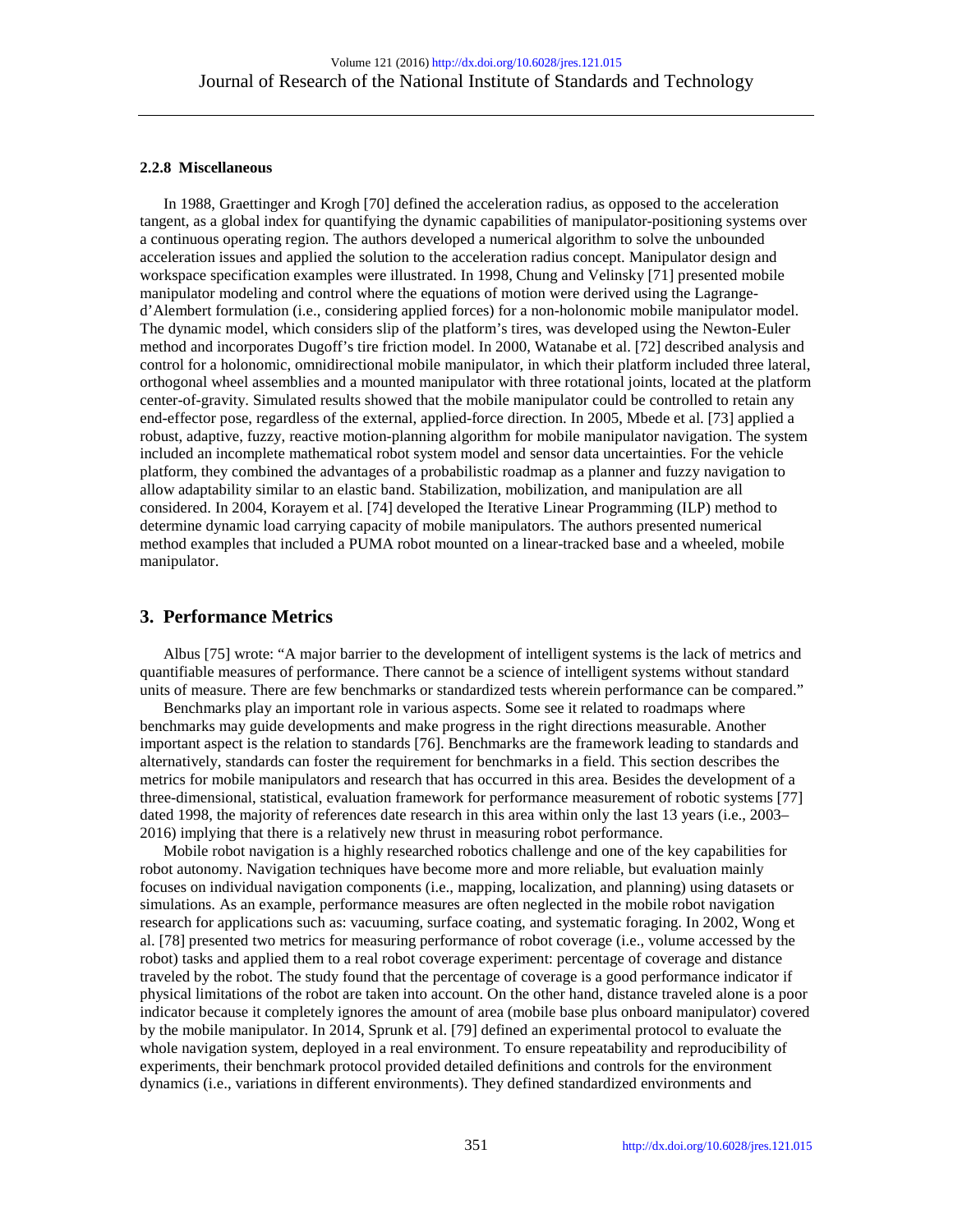### 2.2.8 Miscellaneous

In 1988, Graettinger and Krogh [70] defined the acceleration radius, as opposed to the acceleration tangent, as a global index for quantifying the dynamic capabilities of manipulator-positioning systems over a continuous operating region. The authors developed a numerical algorithm to solve the unbounded acceleration issues and applied the solution to the acceleration radius concept. Manipulator design and workspace specification examples were illustrated. In 1998, Chung and Velinsky [71] presented mobile manipulator modeling and control where the equations of motion were derived using the Lagrange-d'Alembert formulation (i.e., considering applied forces) for a non-holonomic mobile manipulator model. The dynamic model, which considers slip of the platform's tires, was developed using the Newton-Euler method and incorporates Dugoff's tire friction model. In 2000, Watanabe et al. [72] described analysis and control for a holonomic, omnidirectional mobile manipulator, in which their platform included three lateral, orthogonal wheel assemblies and a mounted manipulator with three rotational joints, located at the platform center-of-gravity. Simulated results showed that the mobile manipulator could be controlled to retain any end-effector pose, regardless of the external, applied-force direction. In 2005, Mbede et al. [73] applied a robust, adaptive, fuzzy, reactive motion-planning algorithm for mobile manipulator navigation. The system included an incomplete mathematical robot system model and sensor data uncertainties. For the vehicle platform, they combined the advantages of a probabilistic roadmap as a planner and fuzzy navigation to allow adaptability similar to an elastic band. Stabilization, mobilization, and manipulation are all considered. In 2004, Korayem et al. [74] developed the Iterative Linear Programming (ILP) method to determine dynamic load carrying capacity of mobile manipulators. The authors presented numerical method examples that included a PUMA robot mounted on a linear-tracked base and a wheeled, mobile manipulator.

## 3. Performance Metrics

Albus [75] wrote: "A major barrier to the development of intelligent systems is the lack of metrics and quantifiable measures of performance. There cannot be a science of intelligent systems without standard units of measure. There are few benchmarks or standardized tests wherein performance can be compared."

Benchmarks play an important role in various aspects. Some see it related to roadmaps where benchmarks may guide developments and make progress in the right directions measurable. Another important aspect is the relation to standards [76]. Benchmarks are the framework leading to standards and alternatively, standards can foster the requirement for benchmarks in a field. This section describes the metrics for mobile manipulators and research that has occurred in this area. Besides the development of a three-dimensional, statistical, evaluation framework for performance measurement of robotic systems [77] dated 1998, the majority of references date research in this area within only the last 13 years (i.e., 2003–2016) implying that there is a relatively new thrust in measuring robot performance.

Mobile robot navigation is a highly researched robotics challenge and one of the key capabilities for robot autonomy. Navigation techniques have become more and more reliable, but evaluation mainly focuses on individual navigation components (i.e., mapping, localization, and planning) using datasets or simulations. As an example, performance measures are often neglected in the mobile robot navigation research for applications such as: vacuuming, surface coating, and systematic foraging. In 2002, Wong et al. [78] presented two metrics for measuring performance of robot coverage (i.e., volume accessed by the robot) tasks and applied them to a real robot coverage experiment: percentage of coverage and distance traveled by the robot. The study found that the percentage of coverage is a good performance indicator if physical limitations of the robot are taken into account. On the other hand, distance traveled alone is a poor indicator because it completely ignores the amount of area (mobile base plus onboard manipulator) covered by the mobile manipulator. In 2014, Sprunk et al. [79] defined an experimental protocol to evaluate the whole navigation system, deployed in a real environment. To ensure repeatability and reproducibility of experiments, their benchmark protocol provided detailed definitions and controls for the environment dynamics (i.e., variations in different environments). They defined standardized environments and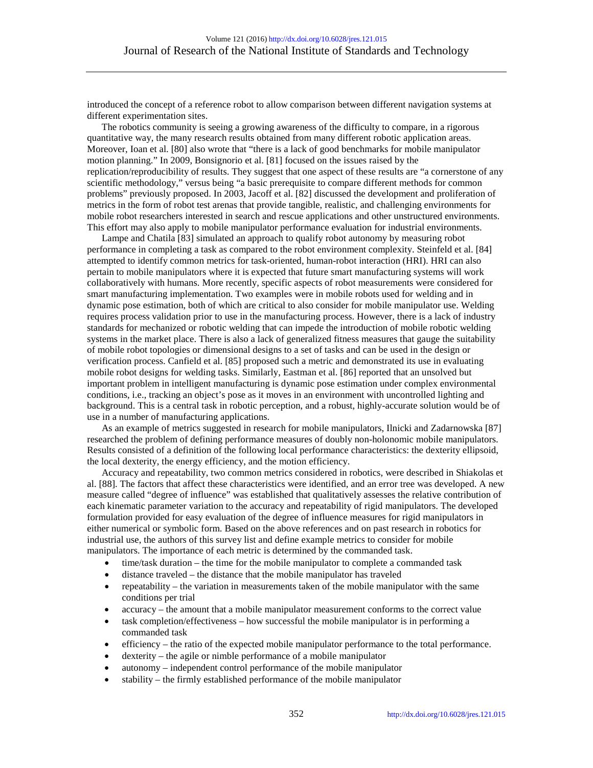introduced the concept of a reference robot to allow comparison between different navigation systems at different experimentation sites.

The robotics community is seeing a growing awareness of the difficulty to compare, in a rigorous quantitative way, the many research results obtained from many different robotic application areas. Moreover, Ioan et al. [80] also wrote that "there is a lack of good benchmarks for mobile manipulator motion planning." In 2009, Bonsignorio et al. [81] focused on the issues raised by the replication/reproducibility of results. They suggest that one aspect of these results are "a cornerstone of any scientific methodology," versus being "a basic prerequisite to compare different methods for common problems" previously proposed. In 2003, Jacoff et al. [82] discussed the development and proliferation of metrics in the form of robot test arenas that provide tangible, realistic, and challenging environments for mobile robot researchers interested in search and rescue applications and other unstructured environments. This effort may also apply to mobile manipulator performance evaluation for industrial environments.

Lampe and Chatila [83] simulated an approach to qualify robot autonomy by measuring robot performance in completing a task as compared to the robot environment complexity. Steinfeld et al. [84] attempted to identify common metrics for task-oriented, human-robot interaction (HRI). HRI can also pertain to mobile manipulators where it is expected that future smart manufacturing systems will work collaboratively with humans. More recently, specific aspects of robot measurements were considered for smart manufacturing implementation. Two examples were in mobile robots used for welding and in dynamic pose estimation, both of which are critical to also consider for mobile manipulator use. Welding requires process validation prior to use in the manufacturing process. However, there is a lack of industry standards for mechanized or robotic welding that can impede the introduction of mobile robotic welding systems in the market place. There is also a lack of generalized fitness measures that gauge the suitability of mobile robot topologies or dimensional designs to a set of tasks and can be used in the design or verification process. Canfield et al. [85] proposed such a metric and demonstrated its use in evaluating mobile robot designs for welding tasks. Similarly, Eastman et al. [86] reported that an unsolved but important problem in intelligent manufacturing is dynamic pose estimation under complex environmental conditions, i.e., tracking an object's pose as it moves in an environment with uncontrolled lighting and background. This is a central task in robotic perception, and a robust, highly-accurate solution would be of use in a number of manufacturing applications.

As an example of metrics suggested in research for mobile manipulators, Ilnicki and Zadarnowska [87] researched the problem of defining performance measures of doubly non-holonomic mobile manipulators. Results consisted of a definition of the following local performance characteristics: the dexterity ellipsoid, the local dexterity, the energy efficiency, and the motion efficiency.

Accuracy and repeatability, two common metrics considered in robotics, were described in Shiakolas et al. [88]. The factors that affect these characteristics were identified, and an error tree was developed. A new measure called "degree of influence" was established that qualitatively assesses the relative contribution of each kinematic parameter variation to the accuracy and repeatability of rigid manipulators. The developed formulation provided for easy evaluation of the degree of influence measures for rigid manipulators in either numerical or symbolic form. Based on the above references and on past research in robotics for industrial use, the authors of this survey list and define example metrics to consider for mobile manipulators. The importance of each metric is determined by the commanded task.

- time/task duration – the time for the mobile manipulator to complete a commanded task
- distance traveled – the distance that the mobile manipulator has traveled
- repeatability – the variation in measurements taken of the mobile manipulator with the same conditions per trial
- accuracy – the amount that a mobile manipulator measurement conforms to the correct value
- task completion/effectiveness – how successful the mobile manipulator is in performing a commanded task
- efficiency – the ratio of the expected mobile manipulator performance to the total performance.
- dexterity – the agile or nimble performance of a mobile manipulator
- autonomy – independent control performance of the mobile manipulator
- stability – the firmly established performance of the mobile manipulator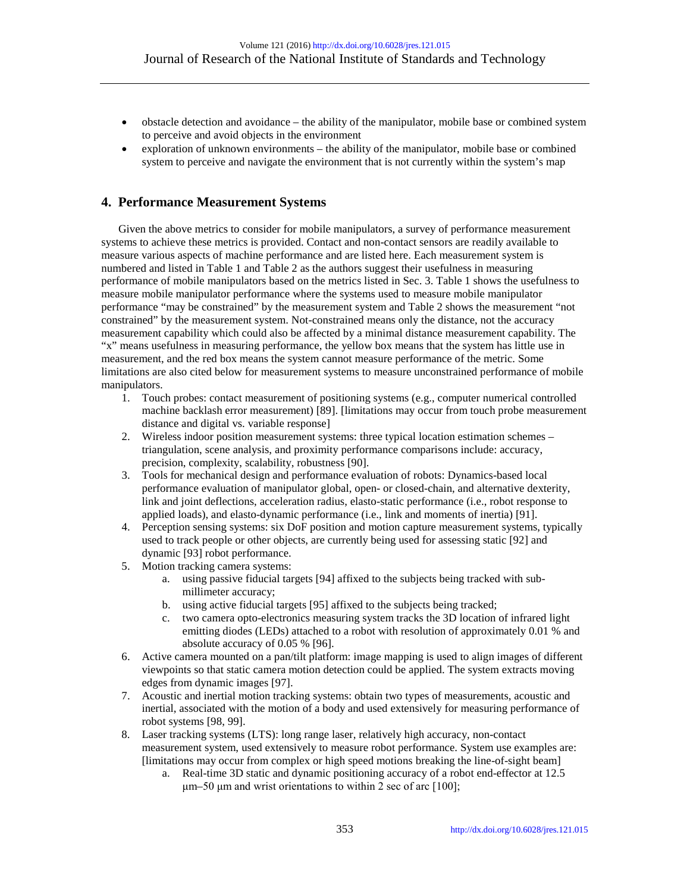- obstacle detection and avoidance – the ability of the manipulator, mobile base or combined system to perceive and avoid objects in the environment
- exploration of unknown environments – the ability of the manipulator, mobile base or combined system to perceive and navigate the environment that is not currently within the system's map

## 4. Performance Measurement Systems

Given the above metrics to consider for mobile manipulators, a survey of performance measurement systems to achieve these metrics is provided. Contact and non-contact sensors are readily available to measure various aspects of machine performance and are listed here. Each measurement system is numbered and listed in Table 1 and Table 2 as the authors suggest their usefulness in measuring performance of mobile manipulators based on the metrics listed in Sec. 3. Table 1 shows the usefulness to measure mobile manipulator performance where the systems used to measure mobile manipulator performance "may be constrained" by the measurement system and Table 2 shows the measurement "not constrained" by the measurement system. Not-constrained means only the distance, not the accuracy measurement capability which could also be affected by a minimal distance measurement capability. The "x" means usefulness in measuring performance, the yellow box means that the system has little use in measurement, and the red box means the system cannot measure performance of the metric. Some limitations are also cited below for measurement systems to measure unconstrained performance of mobile manipulators.

1. Touch probes: contact measurement of positioning systems (e.g., computer numerical controlled machine backlash error measurement) [89]. [limitations may occur from touch probe measurement distance and digital vs. variable response]
2. Wireless indoor position measurement systems: three typical location estimation schemes – triangulation, scene analysis, and proximity performance comparisons include: accuracy, precision, complexity, scalability, robustness [90].
3. Tools for mechanical design and performance evaluation of robots: Dynamics-based local performance evaluation of manipulator global, open- or closed-chain, and alternative dexterity, link and joint deflections, acceleration radius, elasto-static performance (i.e., robot response to applied loads), and elasto-dynamic performance (i.e., link and moments of inertia) [91].
4. Perception sensing systems: six DoF position and motion capture measurement systems, typically used to track people or other objects, are currently being used for assessing static [92] and dynamic [93] robot performance.
5. Motion tracking camera systems:
    a. using passive fiducial targets [94] affixed to the subjects being tracked with sub-millimeter accuracy;
    b. using active fiducial targets [95] affixed to the subjects being tracked;
    c. two camera opto-electronics measuring system tracks the 3D location of infrared light emitting diodes (LEDs) attached to a robot with resolution of approximately 0.01 % and absolute accuracy of 0.05 % [96].
6. Active camera mounted on a pan/tilt platform: image mapping is used to align images of different viewpoints so that static camera motion detection could be applied. The system extracts moving edges from dynamic images [97].
7. Acoustic and inertial motion tracking systems: obtain two types of measurements, acoustic and inertial, associated with the motion of a body and used extensively for measuring performance of robot systems [98, 99].
8. Laser tracking systems (LTS): long range laser, relatively high accuracy, non-contact measurement system, used extensively to measure robot performance. System use examples are: [limitations may occur from complex or high speed motions breaking the line-of-sight beam]
    a. Real-time 3D static and dynamic positioning accuracy of a robot end-effector at 12.5 μm–50 μm and wrist orientations to within 2 sec of arc [100];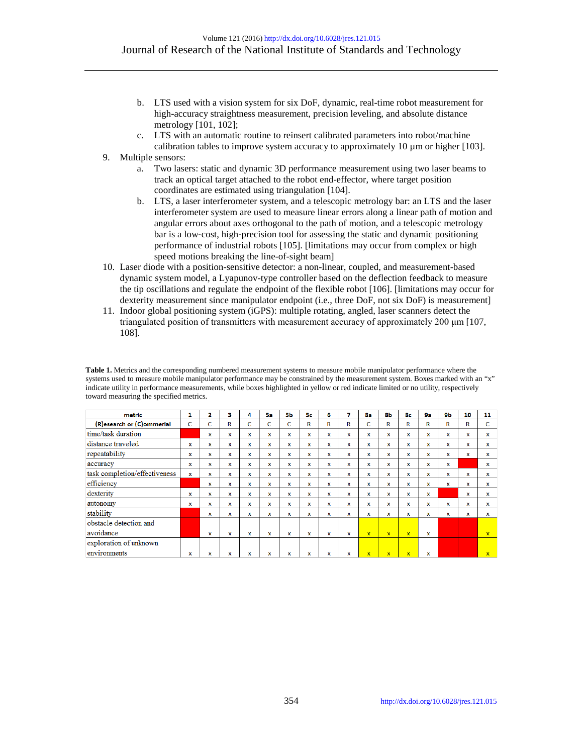b. LTS used with a vision system for six DoF, dynamic, real-time robot measurement for high-accuracy straightness measurement, precision leveling, and absolute distance metrology [101, 102];

c. LTS with an automatic routine to reinsert calibrated parameters into robot/machine calibration tables to improve system accuracy to approximately 10 µm or higher [103].

9. Multiple sensors:

a. Two lasers: static and dynamic 3D performance measurement using two laser beams to track an optical target attached to the robot end-effector, where target position coordinates are estimated using triangulation [104].

b. LTS, a laser interferometer system, and a telescopic metrology bar: an LTS and the laser interferometer system are used to measure linear errors along a linear path of motion and angular errors about axes orthogonal to the path of motion, and a telescopic metrology bar is a low-cost, high-precision tool for assessing the static and dynamic positioning performance of industrial robots [105]. [limitations may occur from complex or high speed motions breaking the line-of-sight beam]

10. Laser diode with a position-sensitive detector: a non-linear, coupled, and measurement-based dynamic system model, a Lyapunov-type controller based on the deflection feedback to measure the tip oscillations and regulate the endpoint of the flexible robot [106]. [limitations may occur for dexterity measurement since manipulator endpoint (i.e., three DoF, not six DoF) is measurement]

11. Indoor global positioning system (iGPS): multiple rotating, angled, laser scanners detect the triangulated position of transmitters with measurement accuracy of approximately 200 µm [107, 108].

**Table 1.** Metrics and the corresponding numbered measurement systems to measure mobile manipulator performance where the systems used to measure mobile manipulator performance may be constrained by the measurement system. Boxes marked with an "x" indicate utility in performance measurements, while boxes highlighted in yellow or red indicate limited or no utility, respectively toward measuring the specified metrics.

| metric | 1 | 2 | 3 | 4 | 5a | 5b | 5c | 6 | 7 | 8a | 8b | 8c | 9a | 9b | 10 | 11 |
|---|---|---|---|---|---|---|---|---|---|---|---|---|---|---|---|---|
| (R)esearch or (C)ommerial | C | C | R | C | C | C | R | R | R | C | R | R | R | R | R | C |
| time/task duration |  | x | x | x | x | x | x | x | x | x | x | x | x | x | x | x |
| distance traveled | x | x | x | x | x | x | x | x | x | x | x | x | x | x | x | x |
| repeatability | x | x | x | x | x | x | x | x | x | x | x | x | x | x | x | x |
| accuracy | x | x | x | x | x | x | x | x | x | x | x | x | x | x |  | x |
| task completion/effectiveness | x | x | x | x | x | x | x | x | x | x | x | x | x | x | x | x |
| efficiency |  | x | x | x | x | x | x | x | x | x | x | x | x | x | x | x |
| dexterity | x | x | x | x | x | x | x | x | x | x | x | x | x |  | x | x |
| autonomy | x | x | x | x | x | x | x | x | x | x | x | x | x | x | x | x |
| stability |  | x | x | x | x | x | x | x | x | x | x | x | x | x | x | x |
| obstacle detection and avoidance |  | x | x | x | x | x | x | x | x | x | x | x | x |  |  | x |
| exploration of unknown environments | x | x | x | x | x | x | x | x | x | x | x | x | x |  |  | x |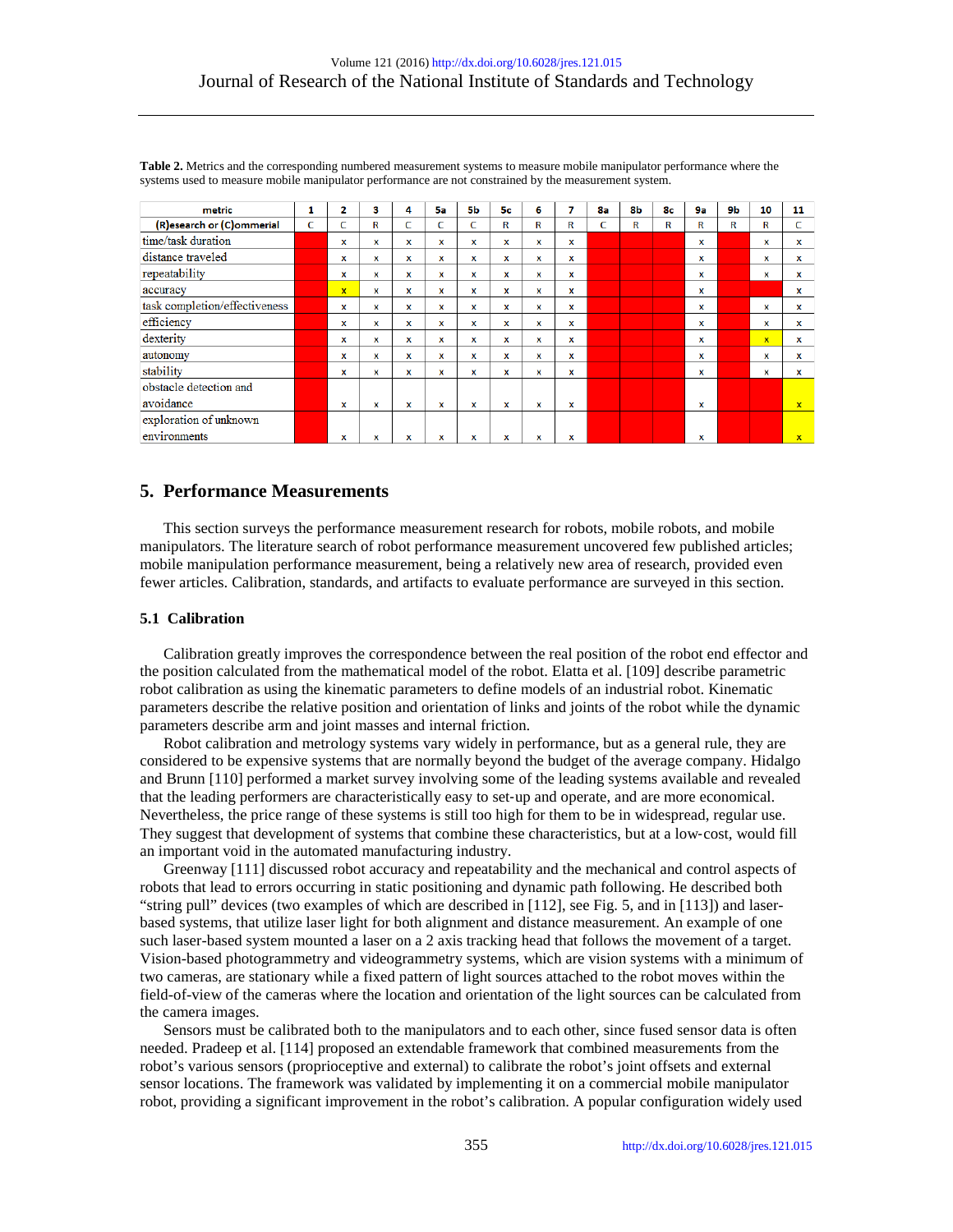**Table 2.** Metrics and the corresponding numbered measurement systems to measure mobile manipulator performance where the systems used to measure mobile manipulator performance are not constrained by the measurement system.

| metric | 1 | 2 | 3 | 4 | 5a | 5b | 5c | 6 | 7 | 8a | 8b | 8c | 9a | 9b | 10 | 11 |
|---|---|---|---|---|---|---|---|---|---|---|---|---|---|---|---|---|
| (R)esearch or (C)ommerial | C | C | R | C | C | C | R | R | R | C | R | R | R | R | R | C |
| time/task duration | | x | x | x | x | x | x | x | x | | | | x | | x | x |
| distance traveled | | x | x | x | x | x | x | x | x | | | | x | | x | x |
| repeatability | | x | x | x | x | x | x | x | x | | | | x | | x | x |
| accuracy | | x | x | x | x | x | x | x | x | | | | x | | | x |
| task completion/effectiveness | | x | x | x | x | x | x | x | x | | | | x | | x | x |
| efficiency | | x | x | x | x | x | x | x | x | | | | x | | x | x |
| dexterity | | x | x | x | x | x | x | x | x | | | | x | | x | x |
| autonomy | | x | x | x | x | x | x | x | x | | | | x | | x | x |
| stability | | x | x | x | x | x | x | x | x | | | | x | | x | x |
| obstacle detection and avoidance | | x | x | x | x | x | x | x | x | | | | x | | | x |
| exploration of unknown environments | | x | x | x | x | x | x | x | x | | | | x | | | x |

## 5. Performance Measurements

This section surveys the performance measurement research for robots, mobile robots, and mobile manipulators. The literature search of robot performance measurement uncovered few published articles; mobile manipulation performance measurement, being a relatively new area of research, provided even fewer articles. Calibration, standards, and artifacts to evaluate performance are surveyed in this section.

### 5.1 Calibration

Calibration greatly improves the correspondence between the real position of the robot end effector and the position calculated from the mathematical model of the robot. Elatta et al. [109] describe parametric robot calibration as using the kinematic parameters to define models of an industrial robot. Kinematic parameters describe the relative position and orientation of links and joints of the robot while the dynamic parameters describe arm and joint masses and internal friction.

Robot calibration and metrology systems vary widely in performance, but as a general rule, they are considered to be expensive systems that are normally beyond the budget of the average company. Hidalgo and Brunn [110] performed a market survey involving some of the leading systems available and revealed that the leading performers are characteristically easy to set-up and operate, and are more economical. Nevertheless, the price range of these systems is still too high for them to be in widespread, regular use. They suggest that development of systems that combine these characteristics, but at a low-cost, would fill an important void in the automated manufacturing industry.

Greenway [111] discussed robot accuracy and repeatability and the mechanical and control aspects of robots that lead to errors occurring in static positioning and dynamic path following. He described both "string pull" devices (two examples of which are described in [112], see Fig. 5, and in [113]) and laser-based systems, that utilize laser light for both alignment and distance measurement. An example of one such laser-based system mounted a laser on a 2 axis tracking head that follows the movement of a target. Vision-based photogrammetry and videogrammetry systems, which are vision systems with a minimum of two cameras, are stationary while a fixed pattern of light sources attached to the robot moves within the field-of-view of the cameras where the location and orientation of the light sources can be calculated from the camera images.

Sensors must be calibrated both to the manipulators and to each other, since fused sensor data is often needed. Pradeep et al. [114] proposed an extendable framework that combined measurements from the robot's various sensors (proprioceptive and external) to calibrate the robot's joint offsets and external sensor locations. The framework was validated by implementing it on a commercial mobile manipulator robot, providing a significant improvement in the robot's calibration. A popular configuration widely used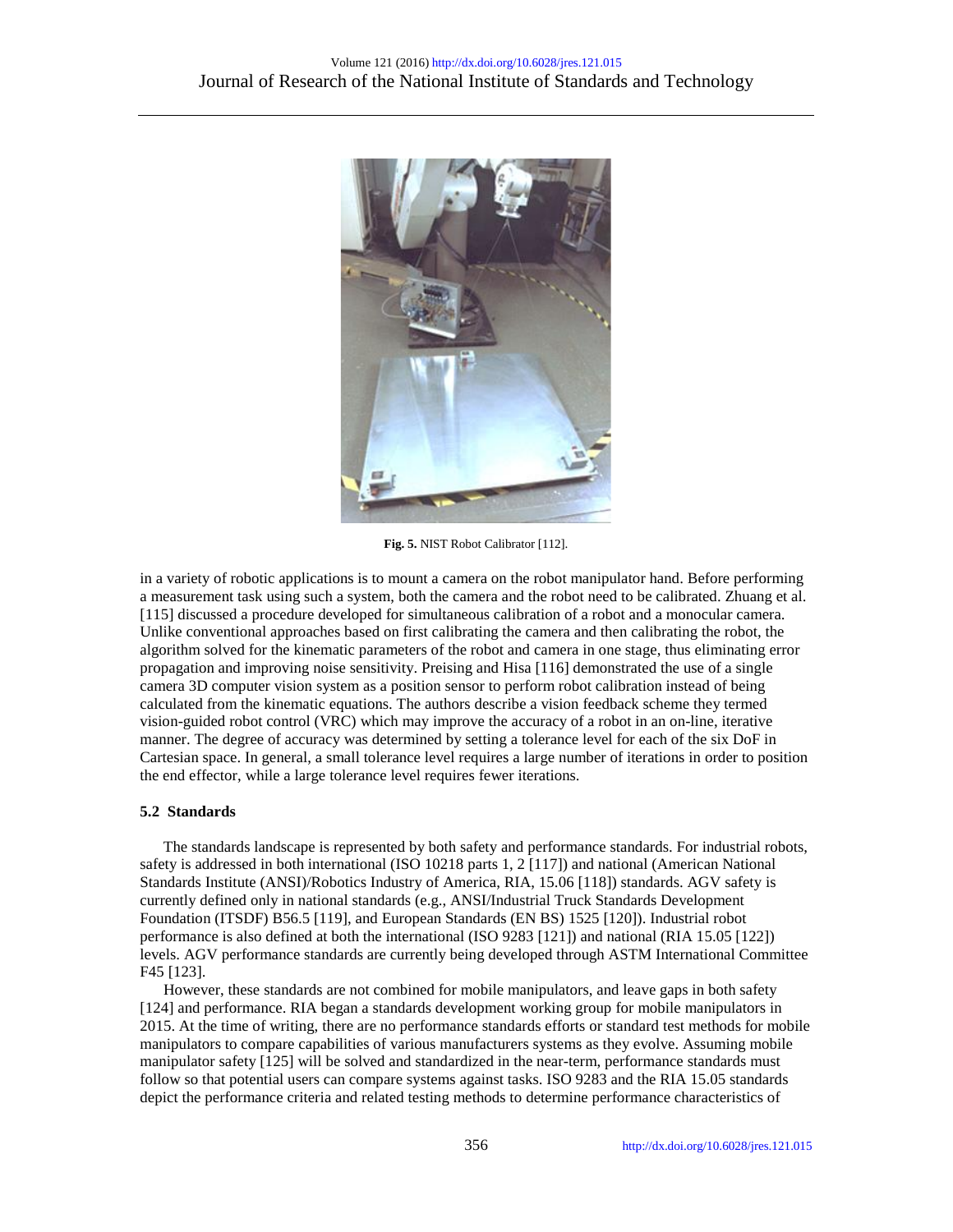Fig. 5. NIST Robot Calibrator [112].

in a variety of robotic applications is to mount a camera on the robot manipulator hand. Before performing a measurement task using such a system, both the camera and the robot need to be calibrated. Zhuang et al. [115] discussed a procedure developed for simultaneous calibration of a robot and a monocular camera. Unlike conventional approaches based on first calibrating the camera and then calibrating the robot, the algorithm solved for the kinematic parameters of the robot and camera in one stage, thus eliminating error propagation and improving noise sensitivity. Preising and Hisa [116] demonstrated the use of a single camera 3D computer vision system as a position sensor to perform robot calibration instead of being calculated from the kinematic equations. The authors describe a vision feedback scheme they termed vision-guided robot control (VRC) which may improve the accuracy of a robot in an on-line, iterative manner. The degree of accuracy was determined by setting a tolerance level for each of the six DoF in Cartesian space. In general, a small tolerance level requires a large number of iterations in order to position the end effector, while a large tolerance level requires fewer iterations.

### 5.2 Standards

The standards landscape is represented by both safety and performance standards. For industrial robots, safety is addressed in both international (ISO 10218 parts 1, 2 [117]) and national (American National Standards Institute (ANSI)/Robotics Industry of America, RIA, 15.06 [118]) standards. AGV safety is currently defined only in national standards (e.g., ANSI/Industrial Truck Standards Development Foundation (ITSDF) B56.5 [119], and European Standards (EN BS) 1525 [120]). Industrial robot performance is also defined at both the international (ISO 9283 [121]) and national (RIA 15.05 [122]) levels. AGV performance standards are currently being developed through ASTM International Committee F45 [123].

However, these standards are not combined for mobile manipulators, and leave gaps in both safety [124] and performance. RIA began a standards development working group for mobile manipulators in 2015. At the time of writing, there are no performance standards efforts or standard test methods for mobile manipulators to compare capabilities of various manufacturers systems as they evolve. Assuming mobile manipulator safety [125] will be solved and standardized in the near-term, performance standards must follow so that potential users can compare systems against tasks. ISO 9283 and the RIA 15.05 standards depict the performance criteria and related testing methods to determine performance characteristics of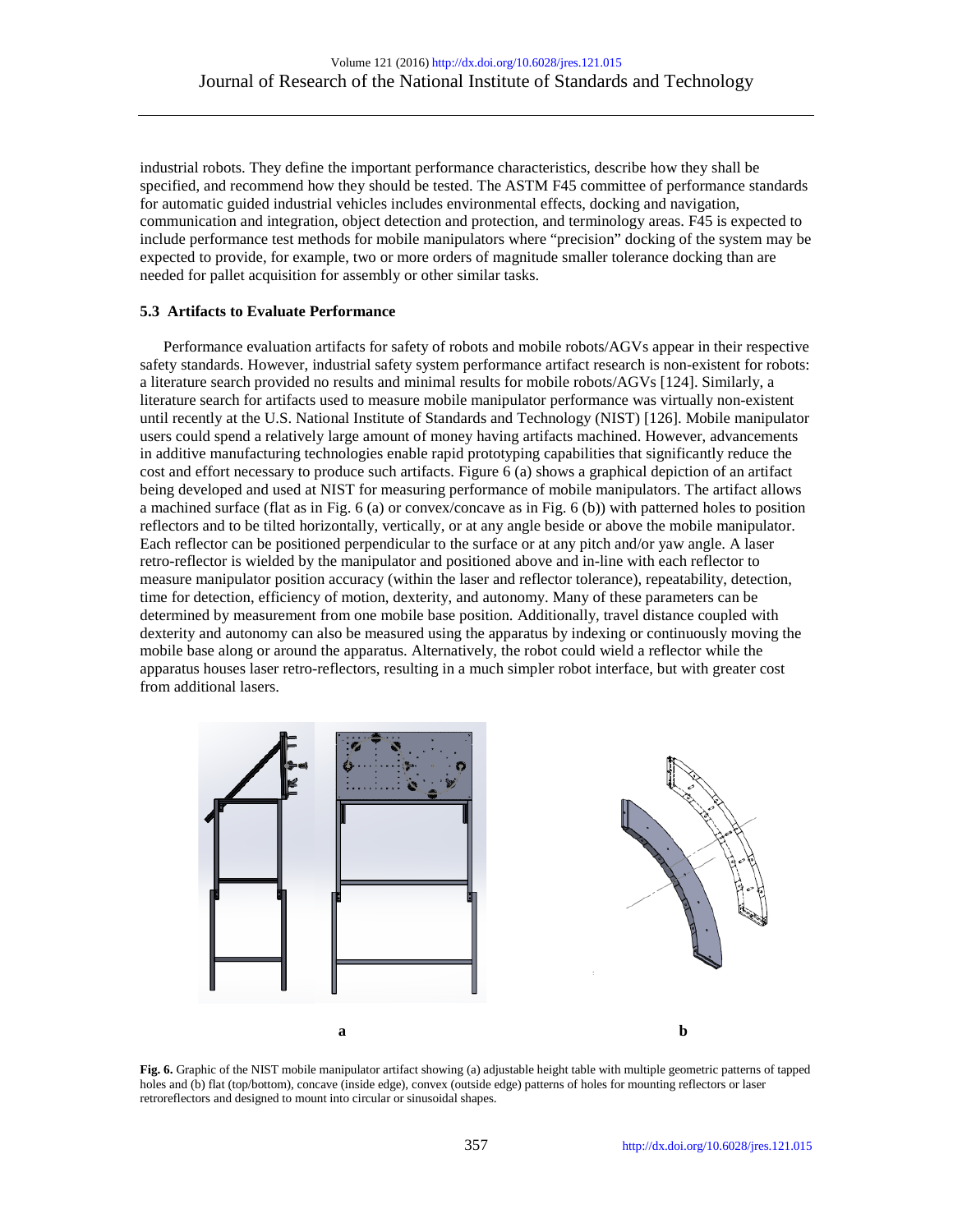industrial robots. They define the important performance characteristics, describe how they shall be specified, and recommend how they should be tested. The ASTM F45 committee of performance standards for automatic guided industrial vehicles includes environmental effects, docking and navigation, communication and integration, object detection and protection, and terminology areas. F45 is expected to include performance test methods for mobile manipulators where "precision" docking of the system may be expected to provide, for example, two or more orders of magnitude smaller tolerance docking than are needed for pallet acquisition for assembly or other similar tasks.

### 5.3 Artifacts to Evaluate Performance

Performance evaluation artifacts for safety of robots and mobile robots/AGVs appear in their respective safety standards. However, industrial safety system performance artifact research is non-existent for robots: a literature search provided no results and minimal results for mobile robots/AGVs [124]. Similarly, a literature search for artifacts used to measure mobile manipulator performance was virtually non-existent until recently at the U.S. National Institute of Standards and Technology (NIST) [126]. Mobile manipulator users could spend a relatively large amount of money having artifacts machined. However, advancements in additive manufacturing technologies enable rapid prototyping capabilities that significantly reduce the cost and effort necessary to produce such artifacts. Figure 6 (a) shows a graphical depiction of an artifact being developed and used at NIST for measuring performance of mobile manipulators. The artifact allows a machined surface (flat as in Fig. 6 (a) or convex/concave as in Fig. 6 (b)) with patterned holes to position reflectors and to be tilted horizontally, vertically, or at any angle beside or above the mobile manipulator. Each reflector can be positioned perpendicular to the surface or at any pitch and/or yaw angle. A laser retro-reflector is wielded by the manipulator and positioned above and in-line with each reflector to measure manipulator position accuracy (within the laser and reflector tolerance), repeatability, detection, time for detection, efficiency of motion, dexterity, and autonomy. Many of these parameters can be determined by measurement from one mobile base position. Additionally, travel distance coupled with dexterity and autonomy can also be measured using the apparatus by indexing or continuously moving the mobile base along or around the apparatus. Alternatively, the robot could wield a reflector while the apparatus houses laser retro-reflectors, resulting in a much simpler robot interface, but with greater cost from additional lasers.

a

b

**Fig. 6.** Graphic of the NIST mobile manipulator artifact showing (a) adjustable height table with multiple geometric patterns of tapped holes and (b) flat (top/bottom), concave (inside edge), convex (outside edge) patterns of holes for mounting reflectors or laser retroreflectors and designed to mount into circular or sinusoidal shapes.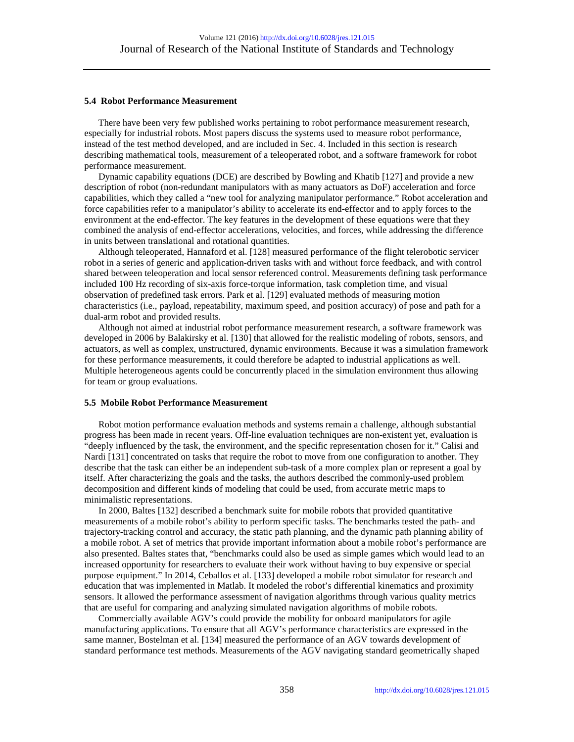### 5.4 Robot Performance Measurement

There have been very few published works pertaining to robot performance measurement research, especially for industrial robots. Most papers discuss the systems used to measure robot performance, instead of the test method developed, and are included in Sec. 4. Included in this section is research describing mathematical tools, measurement of a teleoperated robot, and a software framework for robot performance measurement.

Dynamic capability equations (DCE) are described by Bowling and Khatib [127] and provide a new description of robot (non-redundant manipulators with as many actuators as DoF) acceleration and force capabilities, which they called a "new tool for analyzing manipulator performance." Robot acceleration and force capabilities refer to a manipulator's ability to accelerate its end-effector and to apply forces to the environment at the end-effector. The key features in the development of these equations were that they combined the analysis of end-effector accelerations, velocities, and forces, while addressing the difference in units between translational and rotational quantities.

Although teleoperated, Hannaford et al. [128] measured performance of the flight telerobotic servicer robot in a series of generic and application-driven tasks with and without force feedback, and with control shared between teleoperation and local sensor referenced control. Measurements defining task performance included 100 Hz recording of six-axis force-torque information, task completion time, and visual observation of predefined task errors. Park et al. [129] evaluated methods of measuring motion characteristics (i.e., payload, repeatability, maximum speed, and position accuracy) of pose and path for a dual-arm robot and provided results.

Although not aimed at industrial robot performance measurement research, a software framework was developed in 2006 by Balakirsky et al. [130] that allowed for the realistic modeling of robots, sensors, and actuators, as well as complex, unstructured, dynamic environments. Because it was a simulation framework for these performance measurements, it could therefore be adapted to industrial applications as well. Multiple heterogeneous agents could be concurrently placed in the simulation environment thus allowing for team or group evaluations.

### 5.5 Mobile Robot Performance Measurement

Robot motion performance evaluation methods and systems remain a challenge, although substantial progress has been made in recent years. Off-line evaluation techniques are non-existent yet, evaluation is "deeply influenced by the task, the environment, and the specific representation chosen for it." Calisi and Nardi [131] concentrated on tasks that require the robot to move from one configuration to another. They describe that the task can either be an independent sub-task of a more complex plan or represent a goal by itself. After characterizing the goals and the tasks, the authors described the commonly-used problem decomposition and different kinds of modeling that could be used, from accurate metric maps to minimalistic representations.

In 2000, Baltes [132] described a benchmark suite for mobile robots that provided quantitative measurements of a mobile robot's ability to perform specific tasks. The benchmarks tested the path- and trajectory-tracking control and accuracy, the static path planning, and the dynamic path planning ability of a mobile robot. A set of metrics that provide important information about a mobile robot's performance are also presented. Baltes states that, "benchmarks could also be used as simple games which would lead to an increased opportunity for researchers to evaluate their work without having to buy expensive or special purpose equipment." In 2014, Ceballos et al. [133] developed a mobile robot simulator for research and education that was implemented in Matlab. It modeled the robot's differential kinematics and proximity sensors. It allowed the performance assessment of navigation algorithms through various quality metrics that are useful for comparing and analyzing simulated navigation algorithms of mobile robots.

Commercially available AGV's could provide the mobility for onboard manipulators for agile manufacturing applications. To ensure that all AGV's performance characteristics are expressed in the same manner, Bostelman et al. [134] measured the performance of an AGV towards development of standard performance test methods. Measurements of the AGV navigating standard geometrically shaped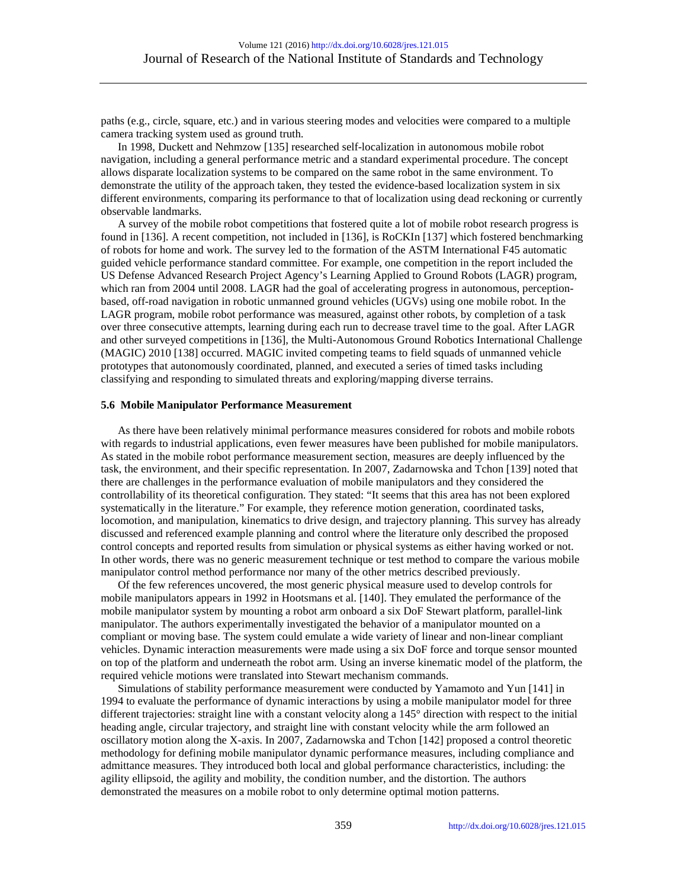paths (e.g., circle, square, etc.) and in various steering modes and velocities were compared to a multiple camera tracking system used as ground truth.

In 1998, Duckett and Nehmzow [135] researched self-localization in autonomous mobile robot navigation, including a general performance metric and a standard experimental procedure. The concept allows disparate localization systems to be compared on the same robot in the same environment. To demonstrate the utility of the approach taken, they tested the evidence-based localization system in six different environments, comparing its performance to that of localization using dead reckoning or currently observable landmarks.

A survey of the mobile robot competitions that fostered quite a lot of mobile robot research progress is found in [136]. A recent competition, not included in [136], is RoCKIn [137] which fostered benchmarking of robots for home and work. The survey led to the formation of the ASTM International F45 automatic guided vehicle performance standard committee. For example, one competition in the report included the US Defense Advanced Research Project Agency's Learning Applied to Ground Robots (LAGR) program, which ran from 2004 until 2008. LAGR had the goal of accelerating progress in autonomous, perception-based, off-road navigation in robotic unmanned ground vehicles (UGVs) using one mobile robot. In the LAGR program, mobile robot performance was measured, against other robots, by completion of a task over three consecutive attempts, learning during each run to decrease travel time to the goal. After LAGR and other surveyed competitions in [136], the Multi-Autonomous Ground Robotics International Challenge (MAGIC) 2010 [138] occurred. MAGIC invited competing teams to field squads of unmanned vehicle prototypes that autonomously coordinated, planned, and executed a series of timed tasks including classifying and responding to simulated threats and exploring/mapping diverse terrains.

### 5.6 Mobile Manipulator Performance Measurement

As there have been relatively minimal performance measures considered for robots and mobile robots with regards to industrial applications, even fewer measures have been published for mobile manipulators. As stated in the mobile robot performance measurement section, measures are deeply influenced by the task, the environment, and their specific representation. In 2007, Zadarnowska and Tchon [139] noted that there are challenges in the performance evaluation of mobile manipulators and they considered the controllability of its theoretical configuration. They stated: "It seems that this area has not been explored systematically in the literature." For example, they reference motion generation, coordinated tasks, locomotion, and manipulation, kinematics to drive design, and trajectory planning. This survey has already discussed and referenced example planning and control where the literature only described the proposed control concepts and reported results from simulation or physical systems as either having worked or not. In other words, there was no generic measurement technique or test method to compare the various mobile manipulator control method performance nor many of the other metrics described previously.

Of the few references uncovered, the most generic physical measure used to develop controls for mobile manipulators appears in 1992 in Hootsmans et al. [140]. They emulated the performance of the mobile manipulator system by mounting a robot arm onboard a six DoF Stewart platform, parallel-link manipulator. The authors experimentally investigated the behavior of a manipulator mounted on a compliant or moving base. The system could emulate a wide variety of linear and non-linear compliant vehicles. Dynamic interaction measurements were made using a six DoF force and torque sensor mounted on top of the platform and underneath the robot arm. Using an inverse kinematic model of the platform, the required vehicle motions were translated into Stewart mechanism commands.

Simulations of stability performance measurement were conducted by Yamamoto and Yun [141] in 1994 to evaluate the performance of dynamic interactions by using a mobile manipulator model for three different trajectories: straight line with a constant velocity along a 145° direction with respect to the initial heading angle, circular trajectory, and straight line with constant velocity while the arm followed an oscillatory motion along the X-axis. In 2007, Zadarnowska and Tchon [142] proposed a control theoretic methodology for defining mobile manipulator dynamic performance measures, including compliance and admittance measures. They introduced both local and global performance characteristics, including: the agility ellipsoid, the agility and mobility, the condition number, and the distortion. The authors demonstrated the measures on a mobile robot to only determine optimal motion patterns.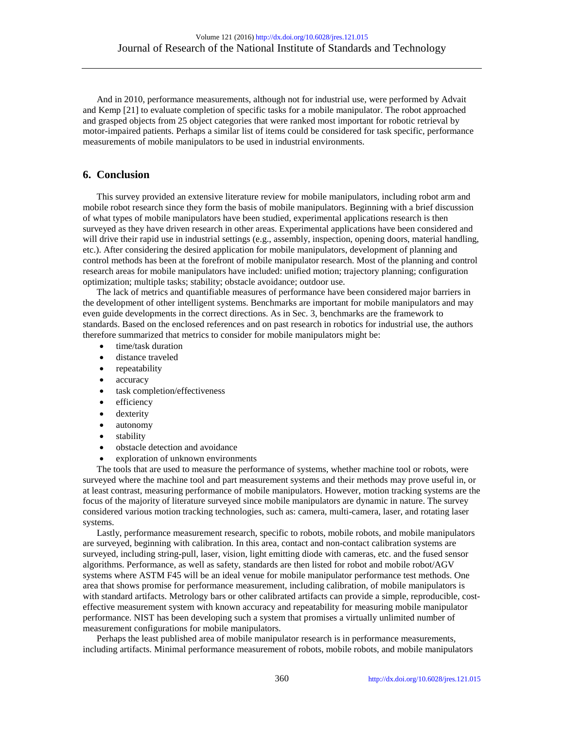And in 2010, performance measurements, although not for industrial use, were performed by Advait and Kemp [21] to evaluate completion of specific tasks for a mobile manipulator. The robot approached and grasped objects from 25 object categories that were ranked most important for robotic retrieval by motor-impaired patients. Perhaps a similar list of items could be considered for task specific, performance measurements of mobile manipulators to be used in industrial environments.

## 6. Conclusion

This survey provided an extensive literature review for mobile manipulators, including robot arm and mobile robot research since they form the basis of mobile manipulators. Beginning with a brief discussion of what types of mobile manipulators have been studied, experimental applications research is then surveyed as they have driven research in other areas. Experimental applications have been considered and will drive their rapid use in industrial settings (e.g., assembly, inspection, opening doors, material handling, etc.). After considering the desired application for mobile manipulators, development of planning and control methods has been at the forefront of mobile manipulator research. Most of the planning and control research areas for mobile manipulators have included: unified motion; trajectory planning; configuration optimization; multiple tasks; stability; obstacle avoidance; outdoor use.

The lack of metrics and quantifiable measures of performance have been considered major barriers in the development of other intelligent systems. Benchmarks are important for mobile manipulators and may even guide developments in the correct directions. As in Sec. 3, benchmarks are the framework to standards. Based on the enclosed references and on past research in robotics for industrial use, the authors therefore summarized that metrics to consider for mobile manipulators might be:

- time/task duration
- distance traveled
- repeatability
- accuracy
- task completion/effectiveness
- efficiency
- dexterity
- autonomy
- stability
- obstacle detection and avoidance
- exploration of unknown environments

The tools that are used to measure the performance of systems, whether machine tool or robots, were surveyed where the machine tool and part measurement systems and their methods may prove useful in, or at least contrast, measuring performance of mobile manipulators. However, motion tracking systems are the focus of the majority of literature surveyed since mobile manipulators are dynamic in nature. The survey considered various motion tracking technologies, such as: camera, multi-camera, laser, and rotating laser systems.

Lastly, performance measurement research, specific to robots, mobile robots, and mobile manipulators are surveyed, beginning with calibration. In this area, contact and non-contact calibration systems are surveyed, including string-pull, laser, vision, light emitting diode with cameras, etc. and the fused sensor algorithms. Performance, as well as safety, standards are then listed for robot and mobile robot/AGV systems where ASTM F45 will be an ideal venue for mobile manipulator performance test methods. One area that shows promise for performance measurement, including calibration, of mobile manipulators is with standard artifacts. Metrology bars or other calibrated artifacts can provide a simple, reproducible, cost-effective measurement system with known accuracy and repeatability for measuring mobile manipulator performance. NIST has been developing such a system that promises a virtually unlimited number of measurement configurations for mobile manipulators.

Perhaps the least published area of mobile manipulator research is in performance measurements, including artifacts. Minimal performance measurement of robots, mobile robots, and mobile manipulators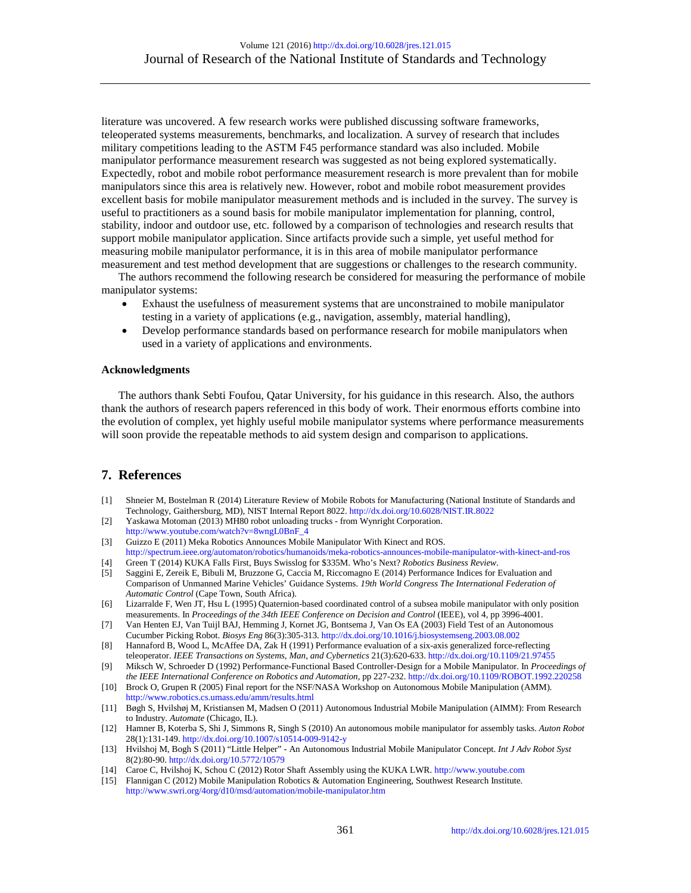literature was uncovered. A few research works were published discussing software frameworks, teleoperated systems measurements, benchmarks, and localization. A survey of research that includes military competitions leading to the ASTM F45 performance standard was also included. Mobile manipulator performance measurement research was suggested as not being explored systematically. Expectedly, robot and mobile robot performance measurement research is more prevalent than for mobile manipulators since this area is relatively new. However, robot and mobile robot measurement research provides excellent basis for mobile manipulator measurement methods and is included in the survey. The survey is useful to practitioners as a sound basis for mobile manipulator implementation for planning, control, stability, indoor and outdoor use, etc. followed by a comparison of technologies and research results that support mobile manipulator application. Since artifacts provide such a simple, yet useful method for measuring mobile manipulator performance, it is in this area of mobile manipulator performance measurement and test method development that are suggestions or challenges to the research community.

The authors recommend the following research be considered for measuring the performance of mobile manipulator systems:

- Exhaust the usefulness of measurement systems that are unconstrained to mobile manipulator testing in a variety of applications (e.g., navigation, assembly, material handling),
- Develop performance standards based on performance research for mobile manipulators when used in a variety of applications and environments.

**Acknowledgments**

The authors thank Sebti Foufou, Qatar University, for his guidance in this research. Also, the authors thank the authors of research papers referenced in this body of work. Their enormous efforts combine into the evolution of complex, yet highly useful mobile manipulator systems where performance measurements will soon provide the repeatable methods to aid system design and comparison to applications.

## 7. References

[1] Shneier M, Bostelman R (2014) Literature Review of Mobile Robots for Manufacturing (National Institute of Standards and Technology, Gaithersburg, MD), NIST Internal Report 8022. http://dx.doi.org/10.6028/NIST.IR.8022

[2] Yaskawa Motoman (2013) MH80 robot unloading trucks - from Wynright Corporation. http://www.youtube.com/watch?v=8wngL0BnF_4

[3] Guizzo E (2011) Meka Robotics Announces Mobile Manipulator With Kinect and ROS. http://spectrum.ieee.org/automaton/robotics/humanoids/meka-robotics-announces-mobile-manipulator-with-kinect-and-ros

[4] Green T (2014) KUKA Falls First, Buys Swisslog for $335M. Who's Next? *Robotics Business Review*.

[5] Saggini E, Zereik E, Bibuli M, Bruzzone G, Caccia M, Riccomagno E (2014) Performance Indices for Evaluation and Comparison of Unmanned Marine Vehicles' Guidance Systems. *19th World Congress The International Federation of Automatic Control* (Cape Town, South Africa).

[6] Lizarralde F, Wen JT, Hsu L (1995) Quaternion-based coordinated control of a subsea mobile manipulator with only position measurements. In *Proceedings of the 34th IEEE Conference on Decision and Control* (IEEE), vol 4, pp 3996-4001.

[7] Van Henten EJ, Van Tuijl BAJ, Hemming J, Kornet JG, Bontsema J, Van Os EA (2003) Field Test of an Autonomous Cucumber Picking Robot. *Biosys Eng* 86(3):305-313. http://dx.doi.org/10.1016/j.biosystemseng.2003.08.002

[8] Hannaford B, Wood L, McAffee DA, Zak H (1991) Performance evaluation of a six-axis generalized force-reflecting teleoperator. *IEEE Transactions on Systems, Man, and Cybernetics* 21(3):620-633. http://dx.doi.org/10.1109/21.97455

[9] Miksch W, Schroeder D (1992) Performance-Functional Based Controller-Design for a Mobile Manipulator. In *Proceedings of the IEEE International Conference on Robotics and Automation*, pp 227-232. http://dx.doi.org/10.1109/ROBOT.1992.220258

[10] Brock O, Grupen R (2005) Final report for the NSF/NASA Workshop on Autonomous Mobile Manipulation (AMM). http://www.robotics.cs.umass.edu/amm/results.html

[11] Bøgh S, Hvilshøj M, Kristiansen M, Madsen O (2011) Autonomous Industrial Mobile Manipulation (AIMM): From Research to Industry. *Automate* (Chicago, IL).

[12] Hamner B, Koterba S, Shi J, Simmons R, Singh S (2010) An autonomous mobile manipulator for assembly tasks. *Auton Robot* 28(1):131-149. http://dx.doi.org/10.1007/s10514-009-9142-y

[13] Hvilshoj M, Bogh S (2011) "Little Helper" - An Autonomous Industrial Mobile Manipulator Concept. *Int J Adv Robot Syst* 8(2):80-90. http://dx.doi.org/10.5772/10579

[14] Caroe C, Hvilshoj K, Schou C (2012) Rotor Shaft Assembly using the KUKA LWR. http://www.youtube.com

[15] Flannigan C (2012) Mobile Manipulation Robotics & Automation Engineering, Southwest Research Institute. http://www.swri.org/4org/d10/msd/automation/mobile-manipulator.htm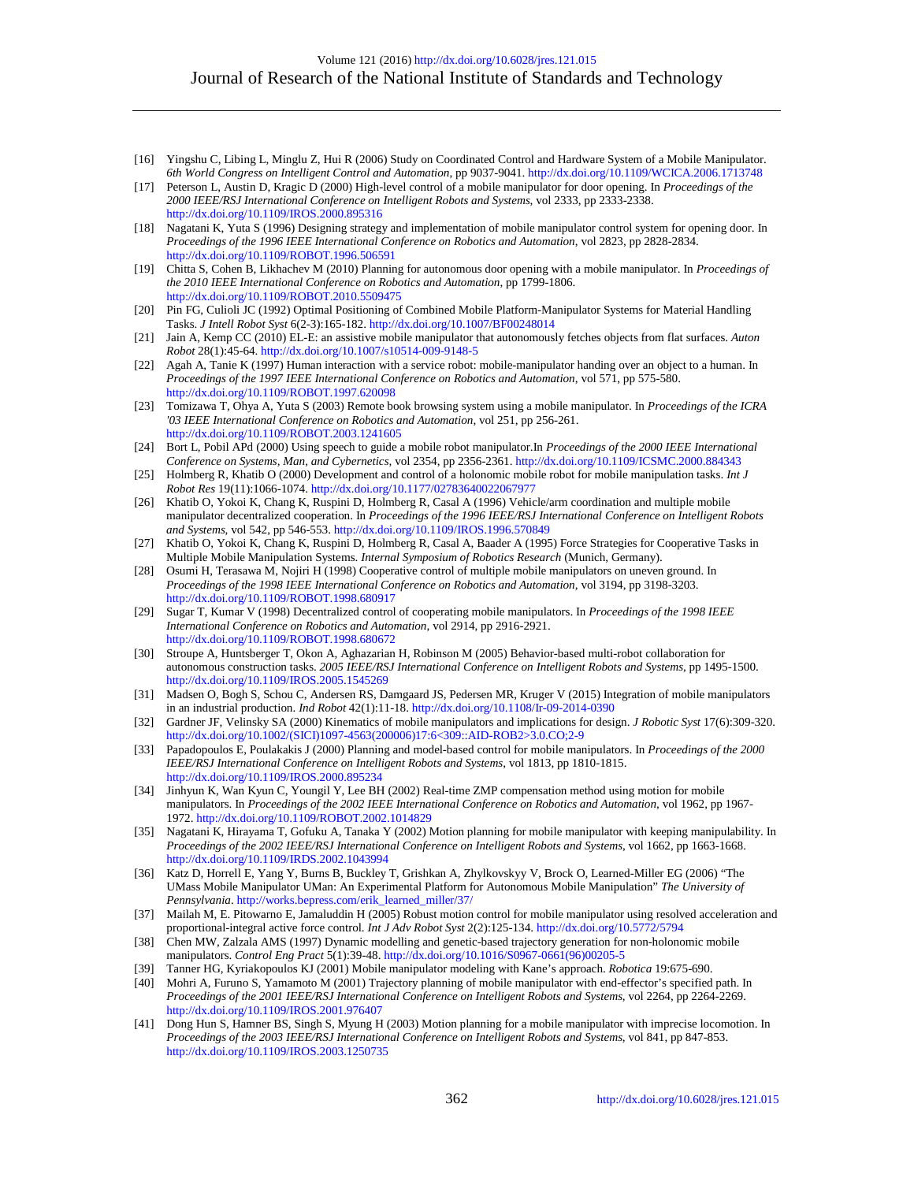[16] Yingshu C, Libing L, Minglu Z, Hui R (2006) Study on Coordinated Control and Hardware System of a Mobile Manipulator. *6th World Congress on Intelligent Control and Automation*, pp 9037-9041. http://dx.doi.org/10.1109/WCICA.2006.1713748

[17] Peterson L, Austin D, Kragic D (2000) High-level control of a mobile manipulator for door opening. In *Proceedings of the 2000 IEEE/RSJ International Conference on Intelligent Robots and Systems*, vol 2333, pp 2333-2338. http://dx.doi.org/10.1109/IROS.2000.895316

[18] Nagatani K, Yuta S (1996) Designing strategy and implementation of mobile manipulator control system for opening door. In *Proceedings of the 1996 IEEE International Conference on Robotics and Automation*, vol 2823, pp 2828-2834. http://dx.doi.org/10.1109/ROBOT.1996.506591

[19] Chitta S, Cohen B, Likhachev M (2010) Planning for autonomous door opening with a mobile manipulator. In *Proceedings of the 2010 IEEE International Conference on Robotics and Automation*, pp 1799-1806. http://dx.doi.org/10.1109/ROBOT.2010.5509475

[20] Pin FG, Culioli JC (1992) Optimal Positioning of Combined Mobile Platform-Manipulator Systems for Material Handling Tasks. *J Intell Robot Syst* 6(2-3):165-182. http://dx.doi.org/10.1007/BF00248014

[21] Jain A, Kemp CC (2010) EL-E: an assistive mobile manipulator that autonomously fetches objects from flat surfaces. *Auton Robot* 28(1):45-64. http://dx.doi.org/10.1007/s10514-009-9148-5

[22] Agah A, Tanie K (1997) Human interaction with a service robot: mobile-manipulator handing over an object to a human. In *Proceedings of the 1997 IEEE International Conference on Robotics and Automation*, vol 571, pp 575-580. http://dx.doi.org/10.1109/ROBOT.1997.620098

[23] Tomizawa T, Ohya A, Yuta S (2003) Remote book browsing system using a mobile manipulator. In *Proceedings of the ICRA '03 IEEE International Conference on Robotics and Automation*, vol 251, pp 256-261. http://dx.doi.org/10.1109/ROBOT.2003.1241605

[24] Bort L, Pobil APd (2000) Using speech to guide a mobile robot manipulator.In *Proceedings of the 2000 IEEE International Conference on Systems, Man, and Cybernetics*, vol 2354, pp 2356-2361. http://dx.doi.org/10.1109/ICSMC.2000.884343

[25] Holmberg R, Khatib O (2000) Development and control of a holonomic mobile robot for mobile manipulation tasks. *Int J Robot Res* 19(11):1066-1074. http://dx.doi.org/10.1177/02783640022067977

[26] Khatib O, Yokoi K, Chang K, Ruspini D, Holmberg R, Casal A (1996) Vehicle/arm coordination and multiple mobile manipulator decentralized cooperation. In *Proceedings of the 1996 IEEE/RSJ International Conference on Intelligent Robots and Systems*, vol 542, pp 546-553. http://dx.doi.org/10.1109/IROS.1996.570849

[27] Khatib O, Yokoi K, Chang K, Ruspini D, Holmberg R, Casal A, Baader A (1995) Force Strategies for Cooperative Tasks in Multiple Mobile Manipulation Systems. *Internal Symposium of Robotics Research* (Munich, Germany).

[28] Osumi H, Terasawa M, Nojiri H (1998) Cooperative control of multiple mobile manipulators on uneven ground. In *Proceedings of the 1998 IEEE International Conference on Robotics and Automation*, vol 3194, pp 3198-3203. http://dx.doi.org/10.1109/ROBOT.1998.680917

[29] Sugar T, Kumar V (1998) Decentralized control of cooperating mobile manipulators. In *Proceedings of the 1998 IEEE International Conference on Robotics and Automation*, vol 2914, pp 2916-2921. http://dx.doi.org/10.1109/ROBOT.1998.680672

[30] Stroupe A, Huntsberger T, Okon A, Aghazarian H, Robinson M (2005) Behavior-based multi-robot collaboration for autonomous construction tasks. *2005 IEEE/RSJ International Conference on Intelligent Robots and Systems*, pp 1495-1500. http://dx.doi.org/10.1109/IROS.2005.1545269

[31] Madsen O, Bogh S, Schou C, Andersen RS, Damgaard JS, Pedersen MR, Kruger V (2015) Integration of mobile manipulators in an industrial production. *Ind Robot* 42(1):11-18. http://dx.doi.org/10.1108/Ir-09-2014-0390

[32] Gardner JF, Velinsky SA (2000) Kinematics of mobile manipulators and implications for design. *J Robotic Syst* 17(6):309-320. http://dx.doi.org/10.1002/(SICI)1097-4563(200006)17:6<309::AID-ROB2>3.0.CO;2-9

[33] Papadopoulos E, Poulakakis J (2000) Planning and model-based control for mobile manipulators. In *Proceedings of the 2000 IEEE/RSJ International Conference on Intelligent Robots and Systems*, vol 1813, pp 1810-1815. http://dx.doi.org/10.1109/IROS.2000.895234

[34] Jinhyun K, Wan Kyun C, Youngil Y, Lee BH (2002) Real-time ZMP compensation method using motion for mobile manipulators. In *Proceedings of the 2002 IEEE International Conference on Robotics and Automation*, vol 1962, pp 1967-1972. http://dx.doi.org/10.1109/ROBOT.2002.1014829

[35] Nagatani K, Hirayama T, Gofuku A, Tanaka Y (2002) Motion planning for mobile manipulator with keeping manipulability. In *Proceedings of the 2002 IEEE/RSJ International Conference on Intelligent Robots and Systems*, vol 1662, pp 1663-1668. http://dx.doi.org/10.1109/IRDS.2002.1043994

[36] Katz D, Horrell E, Yang Y, Burns B, Buckley T, Grishkan A, Zhylkovskyy V, Brock O, Learned-Miller EG (2006) "The UMass Mobile Manipulator UMan: An Experimental Platform for Autonomous Mobile Manipulation" *The University of Pennsylvania*. http://works.bepress.com/erik_learned_miller/37/

[37] Mailah M, E. Pitowarno E, Jamaluddin H (2005) Robust motion control for mobile manipulator using resolved acceleration and proportional-integral active force control. *Int J Adv Robot Syst* 2(2):125-134. http://dx.doi.org/10.5772/5794

[38] Chen MW, Zalzala AMS (1997) Dynamic modelling and genetic-based trajectory generation for non-holonomic mobile manipulators. *Control Eng Pract* 5(1):39-48. http://dx.doi.org/10.1016/S0967-0661(96)00205-5

[39] Tanner HG, Kyriakopoulos KJ (2001) Mobile manipulator modeling with Kane's approach. *Robotica* 19:675-690.

[40] Mohri A, Furuno S, Yamamoto M (2001) Trajectory planning of mobile manipulator with end-effector's specified path. In *Proceedings of the 2001 IEEE/RSJ International Conference on Intelligent Robots and Systems*, vol 2264, pp 2264-2269. http://dx.doi.org/10.1109/IROS.2001.976407

[41] Dong Hun S, Hamner BS, Singh S, Myung H (2003) Motion planning for a mobile manipulator with imprecise locomotion. In *Proceedings of the 2003 IEEE/RSJ International Conference on Intelligent Robots and Systems*, vol 841, pp 847-853. http://dx.doi.org/10.1109/IROS.2003.1250735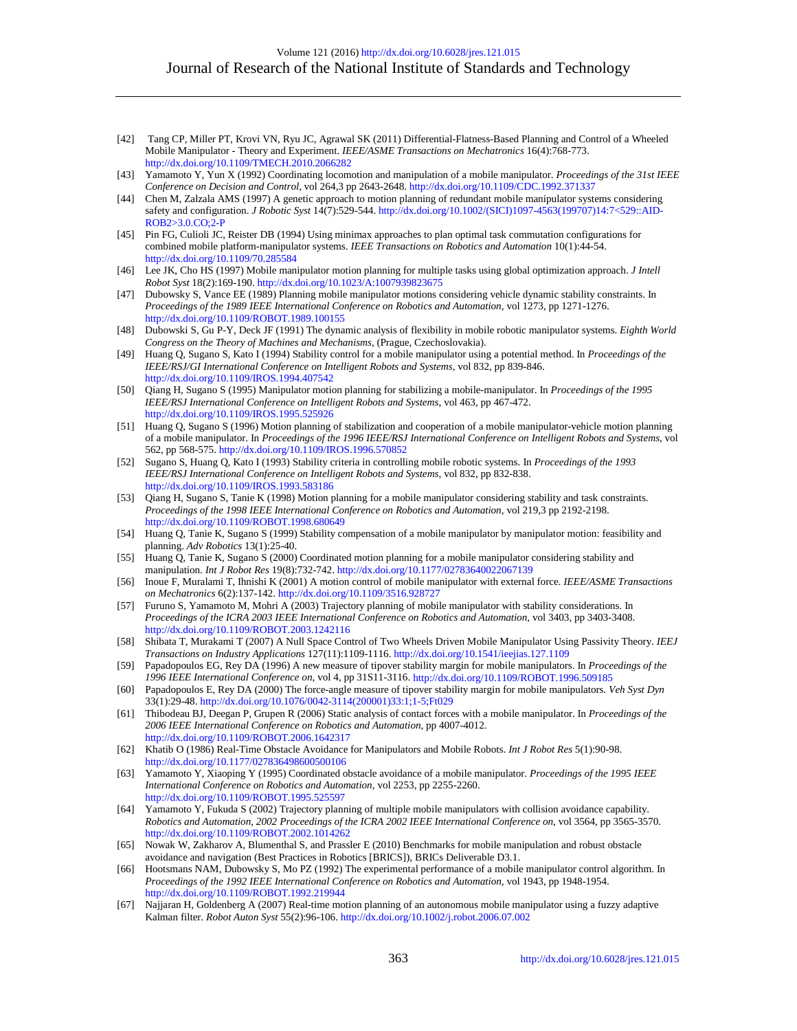[42] Tang CP, Miller PT, Krovi VN, Ryu JC, Agrawal SK (2011) Differential-Flatness-Based Planning and Control of a Wheeled Mobile Manipulator - Theory and Experiment. *IEEE/ASME Transactions on Mechatronics* 16(4):768-773. http://dx.doi.org/10.1109/TMECH.2010.2066282

[43] Yamamoto Y, Yun X (1992) Coordinating locomotion and manipulation of a mobile manipulator. *Proceedings of the 31st IEEE Conference on Decision and Control*, vol 264,3 pp 2643-2648. http://dx.doi.org/10.1109/CDC.1992.371337

[44] Chen M, Zalzala AMS (1997) A genetic approach to motion planning of redundant mobile manipulator systems considering safety and configuration. *J Robotic Syst* 14(7):529-544. http://dx.doi.org/10.1002/(SICI)1097-4563(199707)14:7<529::AID-ROB2>3.0.CO;2-P

[45] Pin FG, Culioli JC, Reister DB (1994) Using minimax approaches to plan optimal task commutation configurations for combined mobile platform-manipulator systems. *IEEE Transactions on Robotics and Automation* 10(1):44-54. http://dx.doi.org/10.1109/70.285584

[46] Lee JK, Cho HS (1997) Mobile manipulator motion planning for multiple tasks using global optimization approach. *J Intell Robot Syst* 18(2):169-190. http://dx.doi.org/10.1023/A:1007939823675

[47] Dubowsky S, Vance EE (1989) Planning mobile manipulator motions considering vehicle dynamic stability constraints. In *Proceedings of the 1989 IEEE International Conference on Robotics and Automation*, vol 1273, pp 1271-1276. http://dx.doi.org/10.1109/ROBOT.1989.100155

[48] Dubowski S, Gu P-Y, Deck JF (1991) The dynamic analysis of flexibility in mobile robotic manipulator systems. *Eighth World Congress on the Theory of Machines and Mechanisms*, (Prague, Czechoslovakia).

[49] Huang Q, Sugano S, Kato I (1994) Stability control for a mobile manipulator using a potential method. In *Proceedings of the IEEE/RSJ/GI International Conference on Intelligent Robots and Systems*, vol 832, pp 839-846. http://dx.doi.org/10.1109/IROS.1994.407542

[50] Qiang H, Sugano S (1995) Manipulator motion planning for stabilizing a mobile-manipulator. In *Proceedings of the 1995 IEEE/RSJ International Conference on Intelligent Robots and Systems*, vol 463, pp 467-472. http://dx.doi.org/10.1109/IROS.1995.525926

[51] Huang Q, Sugano S (1996) Motion planning of stabilization and cooperation of a mobile manipulator-vehicle motion planning of a mobile manipulator. In *Proceedings of the 1996 IEEE/RSJ International Conference on Intelligent Robots and Systems*, vol 562, pp 568-575. http://dx.doi.org/10.1109/IROS.1996.570852

[52] Sugano S, Huang Q, Kato I (1993) Stability criteria in controlling mobile robotic systems. In *Proceedings of the 1993 IEEE/RSJ International Conference on Intelligent Robots and Systems*, vol 832, pp 832-838. http://dx.doi.org/10.1109/IROS.1993.583186

[53] Qiang H, Sugano S, Tanie K (1998) Motion planning for a mobile manipulator considering stability and task constraints. *Proceedings of the 1998 IEEE International Conference on Robotics and Automation*, vol 219,3 pp 2192-2198. http://dx.doi.org/10.1109/ROBOT.1998.680649

[54] Huang Q, Tanie K, Sugano S (1999) Stability compensation of a mobile manipulator by manipulator motion: feasibility and planning. *Adv Robotics* 13(1):25-40.

[55] Huang Q, Tanie K, Sugano S (2000) Coordinated motion planning for a mobile manipulator considering stability and manipulation. *Int J Robot Res* 19(8):732-742. http://dx.doi.org/10.1177/02783640022067139

[56] Inoue F, Muralami T, Ihnishi K (2001) A motion control of mobile manipulator with external force. *IEEE/ASME Transactions on Mechatronics* 6(2):137-142. http://dx.doi.org/10.1109/3516.928727

[57] Furuno S, Yamamoto M, Mohri A (2003) Trajectory planning of mobile manipulator with stability considerations. In *Proceedings of the ICRA 2003 IEEE International Conference on Robotics and Automation*, vol 3403, pp 3403-3408. http://dx.doi.org/10.1109/ROBOT.2003.1242116

[58] Shibata T, Murakami T (2007) A Null Space Control of Two Wheels Driven Mobile Manipulator Using Passivity Theory. *IEEJ Transactions on Industry Applications* 127(11):1109-1116. http://dx.doi.org/10.1541/ieejias.127.1109

[59] Papadopoulos EG, Rey DA (1996) A new measure of tipover stability margin for mobile manipulators. In *Proceedings of the 1996 IEEE International Conference on*, vol 4, pp 31S11-3116. http://dx.doi.org/10.1109/ROBOT.1996.509185

[60] Papadopoulos E, Rey DA (2000) The force-angle measure of tipover stability margin for mobile manipulators. *Veh Syst Dyn* 33(1):29-48. http://dx.doi.org/10.1076/0042-3114(200001)33:1;1-5;Ft029

[61] Thibodeau BJ, Deegan P, Grupen R (2006) Static analysis of contact forces with a mobile manipulator. In *Proceedings of the 2006 IEEE International Conference on Robotics and Automation*, pp 4007-4012. http://dx.doi.org/10.1109/ROBOT.2006.1642317

[62] Khatib O (1986) Real-Time Obstacle Avoidance for Manipulators and Mobile Robots. *Int J Robot Res* 5(1):90-98. http://dx.doi.org/10.1177/027836498600500106

[63] Yamamoto Y, Xiaoping Y (1995) Coordinated obstacle avoidance of a mobile manipulator. *Proceedings of the 1995 IEEE International Conference on Robotics and Automation*, vol 2253, pp 2255-2260. http://dx.doi.org/10.1109/ROBOT.1995.525597

[64] Yamamoto Y, Fukuda S (2002) Trajectory planning of multiple mobile manipulators with collision avoidance capability. *Robotics and Automation, 2002 Proceedings of the ICRA 2002 IEEE International Conference on*, vol 3564, pp 3565-3570. http://dx.doi.org/10.1109/ROBOT.2002.1014262

[65] Nowak W, Zakharov A, Blumenthal S, and Prassler E (2010) Benchmarks for mobile manipulation and robust obstacle avoidance and navigation (Best Practices in Robotics [BRICS]), BRICs Deliverable D3.1.

[66] Hootsmans NAM, Dubowsky S, Mo PZ (1992) The experimental performance of a mobile manipulator control algorithm. In *Proceedings of the 1992 IEEE International Conference on Robotics and Automation*, vol 1943, pp 1948-1954. http://dx.doi.org/10.1109/ROBOT.1992.219944

[67] Najjaran H, Goldenberg A (2007) Real-time motion planning of an autonomous mobile manipulator using a fuzzy adaptive Kalman filter. *Robot Auton Syst* 55(2):96-106. http://dx.doi.org/10.1002/j.robot.2006.07.002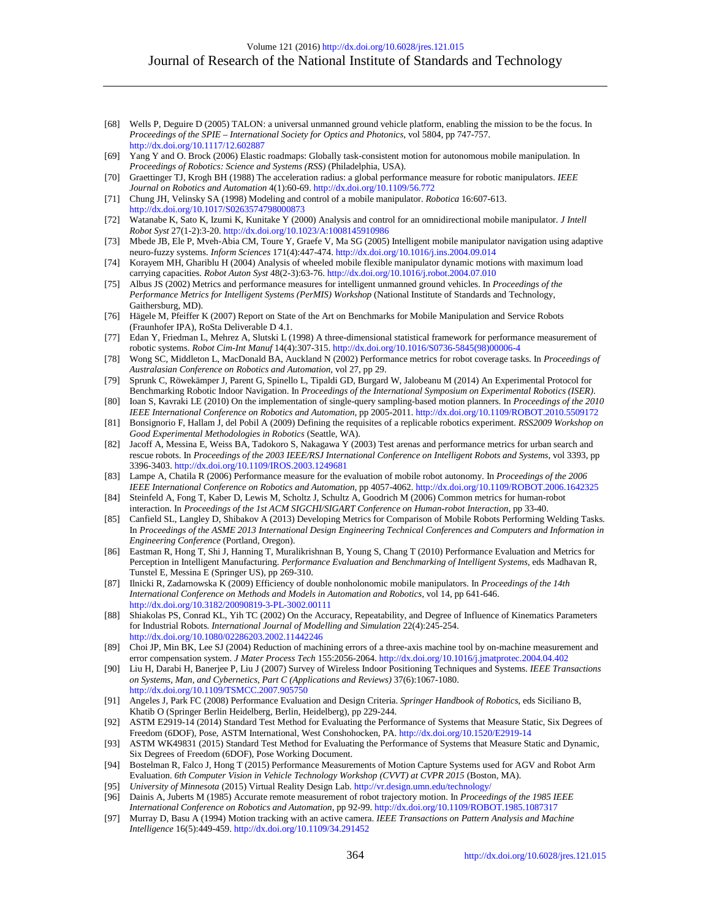[68] Wells P, Deguire D (2005) TALON: a universal unmanned ground vehicle platform, enabling the mission to be the focus. In *Proceedings of the SPIE – International Society for Optics and Photonics*, vol 5804, pp 747-757. http://dx.doi.org/10.1117/12.602887

[69] Yang Y and O. Brock (2006) Elastic roadmaps: Globally task-consistent motion for autonomous mobile manipulation. In *Proceedings of Robotics: Science and Systems (RSS)* (Philadelphia, USA).

[70] Graettinger TJ, Krogh BH (1988) The acceleration radius: a global performance measure for robotic manipulators. *IEEE Journal on Robotics and Automation* 4(1):60-69. http://dx.doi.org/10.1109/56.772

[71] Chung JH, Velinsky SA (1998) Modeling and control of a mobile manipulator. *Robotica* 16:607-613. http://dx.doi.org/10.1017/S0263574798000873

[72] Watanabe K, Sato K, Izumi K, Kunitake Y (2000) Analysis and control for an omnidirectional mobile manipulator. *J Intell Robot Syst* 27(1-2):3-20. http://dx.doi.org/10.1023/A:1008145910986

[73] Mbede JB, Ele P, Mveh-Abia CM, Toure Y, Graefe V, Ma SG (2005) Intelligent mobile manipulator navigation using adaptive neuro-fuzzy systems. *Inform Sciences* 171(4):447-474. http://dx.doi.org/10.1016/j.ins.2004.09.014

[74] Korayem MH, Ghariblu H (2004) Analysis of wheeled mobile flexible manipulator dynamic motions with maximum load carrying capacities. *Robot Auton Syst* 48(2-3):63-76. http://dx.doi.org/10.1016/j.robot.2004.07.010

[75] Albus JS (2002) Metrics and performance measures for intelligent unmanned ground vehicles. In *Proceedings of the Performance Metrics for Intelligent Systems (PerMIS) Workshop* (National Institute of Standards and Technology, Gaithersburg, MD).

[76] Hägele M, Pfeiffer K (2007) Report on State of the Art on Benchmarks for Mobile Manipulation and Service Robots (Fraunhofer IPA), RoSta Deliverable D 4.1.

[77] Edan Y, Friedman L, Mehrez A, Slutski L (1998) A three-dimensional statistical framework for performance measurement of robotic systems. *Robot Cim-Int Manuf* 14(4):307-315. http://dx.doi.org/10.1016/S0736-5845(98)00006-4

[78] Wong SC, Middleton L, MacDonald BA, Auckland N (2002) Performance metrics for robot coverage tasks. In *Proceedings of Australasian Conference on Robotics and Automation*, vol 27, pp 29.

[79] Sprunk C, Röwekämper J, Parent G, Spinello L, Tipaldi GD, Burgard W, Jalobeanu M (2014) An Experimental Protocol for Benchmarking Robotic Indoor Navigation. In *Proceedings of the International Symposium on Experimental Robotics (ISER)*.

[80] Ioan S, Kavraki LE (2010) On the implementation of single-query sampling-based motion planners. In *Proceedings of the 2010 IEEE International Conference on Robotics and Automation*, pp 2005-2011. http://dx.doi.org/10.1109/ROBOT.2010.5509172

[81] Bonsignorio F, Hallam J, del Pobil A (2009) Defining the requisites of a replicable robotics experiment. *RSS2009 Workshop on Good Experimental Methodologies in Robotics* (Seattle, WA).

[82] Jacoff A, Messina E, Weiss BA, Tadokoro S, Nakagawa Y (2003) Test arenas and performance metrics for urban search and rescue robots. In *Proceedings of the 2003 IEEE/RSJ International Conference on Intelligent Robots and Systems*, vol 3393, pp 3396-3403. http://dx.doi.org/10.1109/IROS.2003.1249681

[83] Lampe A, Chatila R (2006) Performance measure for the evaluation of mobile robot autonomy. In *Proceedings of the 2006 IEEE International Conference on Robotics and Automation*, pp 4057-4062. http://dx.doi.org/10.1109/ROBOT.2006.1642325

[84] Steinfeld A, Fong T, Kaber D, Lewis M, Scholtz J, Schultz A, Goodrich M (2006) Common metrics for human-robot interaction. In *Proceedings of the 1st ACM SIGCHI/SIGART Conference on Human-robot Interaction*, pp 33-40.

[85] Canfield SL, Langley D, Shibakov A (2013) Developing Metrics for Comparison of Mobile Robots Performing Welding Tasks. In *Proceedings of the ASME 2013 International Design Engineering Technical Conferences and Computers and Information in Engineering Conference* (Portland, Oregon).

[86] Eastman R, Hong T, Shi J, Hanning T, Muralikrishnan B, Young S, Chang T (2010) Performance Evaluation and Metrics for Perception in Intelligent Manufacturing. *Performance Evaluation and Benchmarking of Intelligent Systems*, eds Madhavan R, Tunstel E, Messina E (Springer US), pp 269-310.

[87] Ilnicki R, Zadarnowska K (2009) Efficiency of double nonholonomic mobile manipulators. In *Proceedings of the 14th International Conference on Methods and Models in Automation and Robotics*, vol 14, pp 641-646. http://dx.doi.org/10.3182/20090819-3-PL-3002.00111

[88] Shiakolas PS, Conrad KL, Yih TC (2002) On the Accuracy, Repeatability, and Degree of Influence of Kinematics Parameters for Industrial Robots. *International Journal of Modelling and Simulation* 22(4):245-254. http://dx.doi.org/10.1080/02286203.2002.11442246

[89] Choi JP, Min BK, Lee SJ (2004) Reduction of machining errors of a three-axis machine tool by on-machine measurement and error compensation system. *J Mater Process Tech* 155:2056-2064. http://dx.doi.org/10.1016/j.jmatprotec.2004.04.402

[90] Liu H, Darabi H, Banerjee P, Liu J (2007) Survey of Wireless Indoor Positioning Techniques and Systems. *IEEE Transactions on Systems, Man, and Cybernetics, Part C (Applications and Reviews)* 37(6):1067-1080. http://dx.doi.org/10.1109/TSMCC.2007.905750

[91] Angeles J, Park FC (2008) Performance Evaluation and Design Criteria. *Springer Handbook of Robotics*, eds Siciliano B, Khatib O (Springer Berlin Heidelberg, Berlin, Heidelberg), pp 229-244.

[92] ASTM E2919-14 (2014) Standard Test Method for Evaluating the Performance of Systems that Measure Static, Six Degrees of Freedom (6DOF), Pose, ASTM International, West Conshohocken, PA. http://dx.doi.org/10.1520/E2919-14

[93] ASTM WK49831 (2015) Standard Test Method for Evaluating the Performance of Systems that Measure Static and Dynamic, Six Degrees of Freedom (6DOF), Pose Working Document.

[94] Bostelman R, Falco J, Hong T (2015) Performance Measurements of Motion Capture Systems used for AGV and Robot Arm Evaluation. *6th Computer Vision in Vehicle Technology Workshop (CVVT) at CVPR 2015* (Boston, MA).

[95] *University of Minnesota* (2015) Virtual Reality Design Lab. http://vr.design.umn.edu/technology/

[96] Dainis A, Juberts M (1985) Accurate remote measurement of robot trajectory motion. In *Proceedings of the 1985 IEEE International Conference on Robotics and Automation*, pp 92-99. http://dx.doi.org/10.1109/ROBOT.1985.1087317

[97] Murray D, Basu A (1994) Motion tracking with an active camera. *IEEE Transactions on Pattern Analysis and Machine Intelligence* 16(5):449-459. http://dx.doi.org/10.1109/34.291452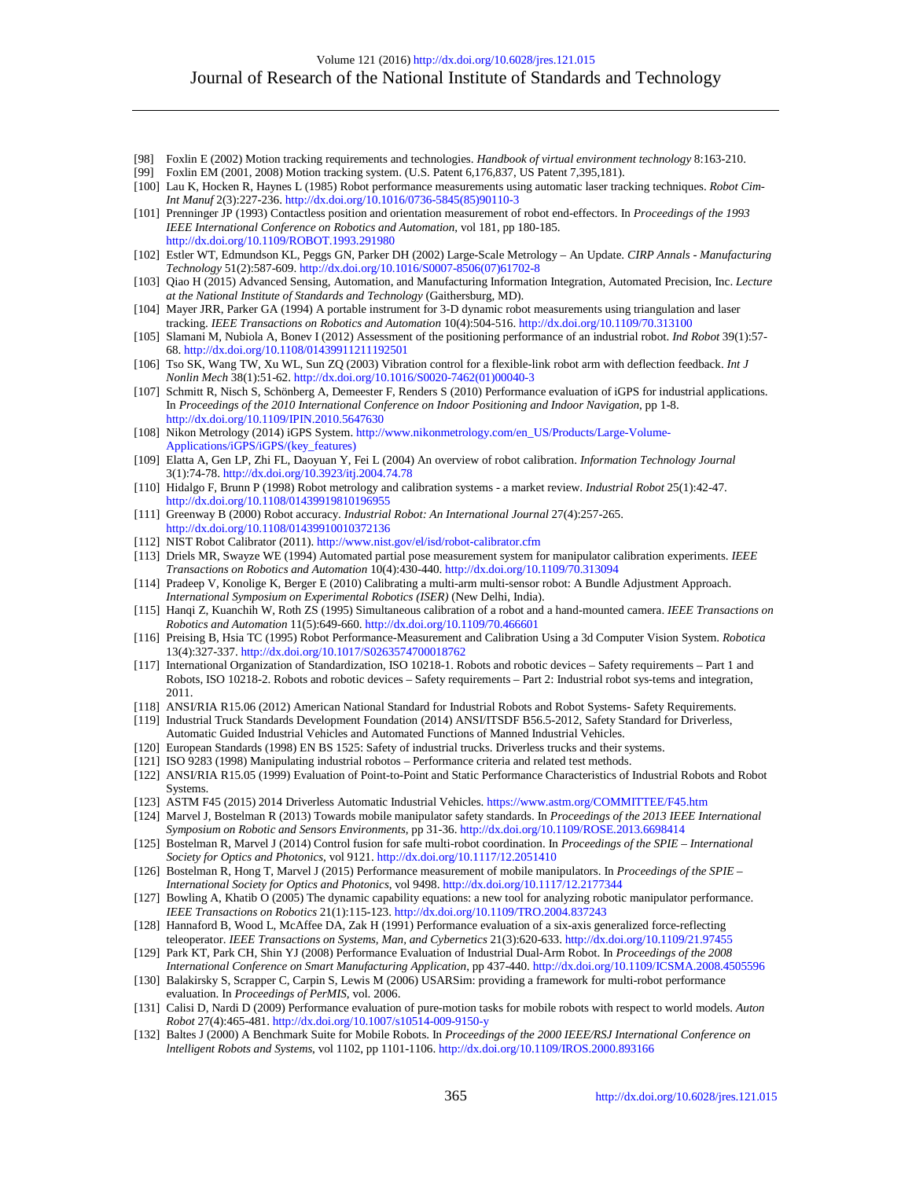[98] Foxlin E (2002) Motion tracking requirements and technologies. *Handbook of virtual environment technology* 8:163-210.

[99] Foxlin EM (2001, 2008) Motion tracking system. (U.S. Patent 6,176,837, US Patent 7,395,181).

[100] Lau K, Hocken R, Haynes L (1985) Robot performance measurements using automatic laser tracking techniques. *Robot Cim-Int Manuf* 2(3):227-236. http://dx.doi.org/10.1016/0736-5845(85)90110-3

[101] Prenninger JP (1993) Contactless position and orientation measurement of robot end-effectors. In *Proceedings of the 1993 IEEE International Conference on Robotics and Automation*, vol 181, pp 180-185. http://dx.doi.org/10.1109/ROBOT.1993.291980

[102] Estler WT, Edmundson KL, Peggs GN, Parker DH (2002) Large-Scale Metrology – An Update. *CIRP Annals - Manufacturing Technology* 51(2):587-609. http://dx.doi.org/10.1016/S0007-8506(07)61702-8

[103] Qiao H (2015) Advanced Sensing, Automation, and Manufacturing Information Integration, Automated Precision, Inc. *Lecture at the National Institute of Standards and Technology* (Gaithersburg, MD).

[104] Mayer JRR, Parker GA (1994) A portable instrument for 3-D dynamic robot measurements using triangulation and laser tracking. *IEEE Transactions on Robotics and Automation* 10(4):504-516. http://dx.doi.org/10.1109/70.313100

[105] Slamani M, Nubiola A, Bonev I (2012) Assessment of the positioning performance of an industrial robot. *Ind Robot* 39(1):57-68. http://dx.doi.org/10.1108/01439911211192501

[106] Tso SK, Wang TW, Xu WL, Sun ZQ (2003) Vibration control for a flexible-link robot arm with deflection feedback. *Int J Nonlin Mech* 38(1):51-62. http://dx.doi.org/10.1016/S0020-7462(01)00040-3

[107] Schmitt R, Nisch S, Schönberg A, Demeester F, Renders S (2010) Performance evaluation of iGPS for industrial applications. In *Proceedings of the 2010 International Conference on Indoor Positioning and Indoor Navigation*, pp 1-8. http://dx.doi.org/10.1109/IPIN.2010.5647630

[108] Nikon Metrology (2014) iGPS System. http://www.nikonmetrology.com/en_US/Products/Large-Volume-Applications/iGPS/iGPS/(key_features)

[109] Elatta A, Gen LP, Zhi FL, Daoyuan Y, Fei L (2004) An overview of robot calibration. *Information Technology Journal* 3(1):74-78. http://dx.doi.org/10.3923/itj.2004.74.78

[110] Hidalgo F, Brunn P (1998) Robot metrology and calibration systems - a market review. *Industrial Robot* 25(1):42-47. http://dx.doi.org/10.1108/01439919810196955

[111] Greenway B (2000) Robot accuracy. *Industrial Robot: An International Journal* 27(4):257-265. http://dx.doi.org/10.1108/01439910010372136

[112] NIST Robot Calibrator (2011). http://www.nist.gov/el/isd/robot-calibrator.cfm

[113] Driels MR, Swayze WE (1994) Automated partial pose measurement system for manipulator calibration experiments. *IEEE Transactions on Robotics and Automation* 10(4):430-440. http://dx.doi.org/10.1109/70.313094

[114] Pradeep V, Konolige K, Berger E (2010) Calibrating a multi-arm multi-sensor robot: A Bundle Adjustment Approach. *International Symposium on Experimental Robotics (ISER)* (New Delhi, India).

[115] Hanqi Z, Kuanchih W, Roth ZS (1995) Simultaneous calibration of a robot and a hand-mounted camera. *IEEE Transactions on Robotics and Automation* 11(5):649-660. http://dx.doi.org/10.1109/70.466601

[116] Preising B, Hsia TC (1995) Robot Performance-Measurement and Calibration Using a 3d Computer Vision System. *Robotica* 13(4):327-337. http://dx.doi.org/10.1017/S0263574700018762

[117] International Organization of Standardization, ISO 10218-1. Robots and robotic devices – Safety requirements – Part 1 and Robots, ISO 10218-2. Robots and robotic devices – Safety requirements – Part 2: Industrial robot sys-tems and integration, 2011.

[118] ANSI/RIA R15.06 (2012) American National Standard for Industrial Robots and Robot Systems- Safety Requirements.

[119] Industrial Truck Standards Development Foundation (2014) ANSI/ITSDF B56.5-2012, Safety Standard for Driverless, Automatic Guided Industrial Vehicles and Automated Functions of Manned Industrial Vehicles.

[120] European Standards (1998) EN BS 1525: Safety of industrial trucks. Driverless trucks and their systems.

[121] ISO 9283 (1998) Manipulating industrial robotos – Performance criteria and related test methods.

[122] ANSI/RIA R15.05 (1999) Evaluation of Point-to-Point and Static Performance Characteristics of Industrial Robots and Robot Systems.

[123] ASTM F45 (2015) 2014 Driverless Automatic Industrial Vehicles. https://www.astm.org/COMMITTEE/F45.htm

[124] Marvel J, Bostelman R (2013) Towards mobile manipulator safety standards. In *Proceedings of the 2013 IEEE International Symposium on Robotic and Sensors Environments*, pp 31-36. http://dx.doi.org/10.1109/ROSE.2013.6698414

[125] Bostelman R, Marvel J (2014) Control fusion for safe multi-robot coordination. In *Proceedings of the SPIE – International Society for Optics and Photonics*, vol 9121. http://dx.doi.org/10.1117/12.2051410

[126] Bostelman R, Hong T, Marvel J (2015) Performance measurement of mobile manipulators. In *Proceedings of the SPIE – International Society for Optics and Photonics*, vol 9498. http://dx.doi.org/10.1117/12.2177344

[127] Bowling A, Khatib O (2005) The dynamic capability equations: a new tool for analyzing robotic manipulator performance. *IEEE Transactions on Robotics* 21(1):115-123. http://dx.doi.org/10.1109/TRO.2004.837243

[128] Hannaford B, Wood L, McAffee DA, Zak H (1991) Performance evaluation of a six-axis generalized force-reflecting teleoperator. *IEEE Transactions on Systems, Man, and Cybernetics* 21(3):620-633. http://dx.doi.org/10.1109/21.97455

[129] Park KT, Park CH, Shin YJ (2008) Performance Evaluation of Industrial Dual-Arm Robot. In *Proceedings of the 2008 International Conference on Smart Manufacturing Application*, pp 437-440. http://dx.doi.org/10.1109/ICSMA.2008.4505596

[130] Balakirsky S, Scrapper C, Carpin S, Lewis M (2006) USARSim: providing a framework for multi-robot performance evaluation. In *Proceedings of PerMIS*, vol. 2006.

[131] Calisi D, Nardi D (2009) Performance evaluation of pure-motion tasks for mobile robots with respect to world models. *Auton Robot* 27(4):465-481. http://dx.doi.org/10.1007/s10514-009-9150-y

[132] Baltes J (2000) A Benchmark Suite for Mobile Robots. In *Proceedings of the 2000 IEEE/RSJ International Conference on lntelligent Robots and Systems*, vol 1102, pp 1101-1106. http://dx.doi.org/10.1109/IROS.2000.893166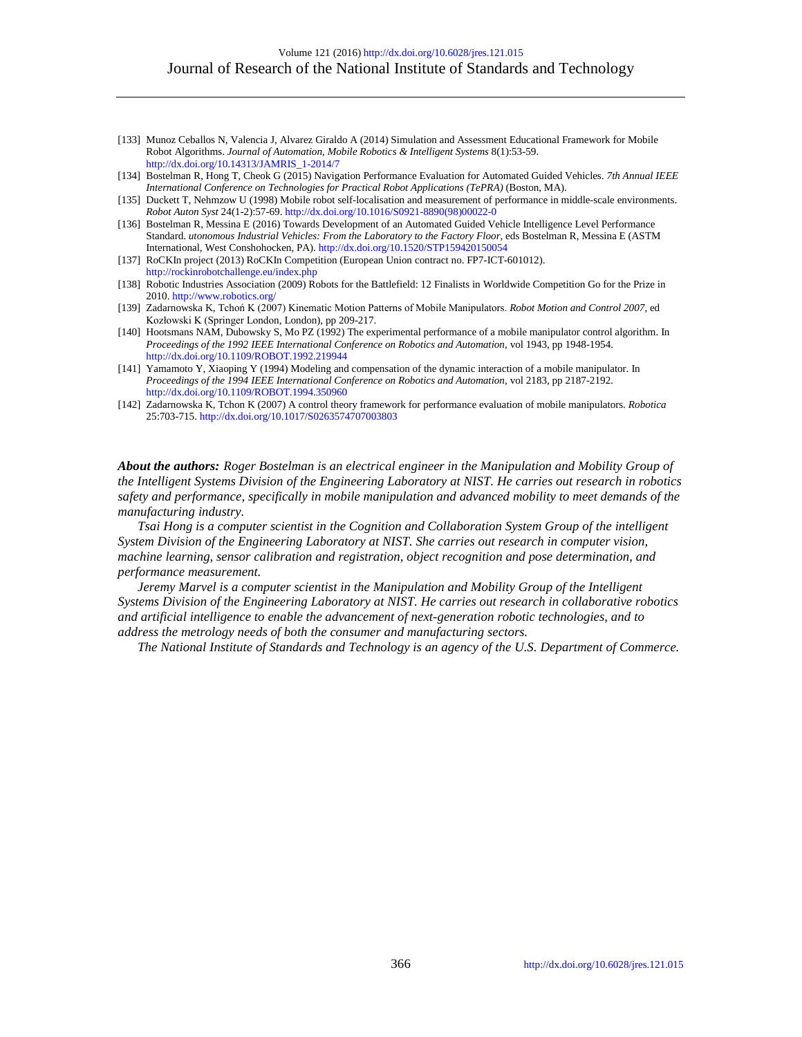[133] Munoz Ceballos N, Valencia J, Alvarez Giraldo A (2014) Simulation and Assessment Educational Framework for Mobile Robot Algorithms. *Journal of Automation, Mobile Robotics & Intelligent Systems* 8(1):53-59. http://dx.doi.org/10.14313/JAMRIS_1-2014/7

[134] Bostelman R, Hong T, Cheok G (2015) Navigation Performance Evaluation for Automated Guided Vehicles. *7th Annual IEEE International Conference on Technologies for Practical Robot Applications (TePRA)* (Boston, MA).

[135] Duckett T, Nehmzow U (1998) Mobile robot self-localisation and measurement of performance in middle-scale environments. *Robot Auton Syst* 24(1-2):57-69. http://dx.doi.org/10.1016/S0921-8890(98)00022-0

[136] Bostelman R, Messina E (2016) Towards Development of an Automated Guided Vehicle Intelligence Level Performance Standard. *utonomous Industrial Vehicles: From the Laboratory to the Factory Floor*, eds Bostelman R, Messina E (ASTM International, West Conshohocken, PA). http://dx.doi.org/10.1520/STP159420150054

[137] RoCKIn project (2013) RoCKIn Competition (European Union contract no. FP7-ICT-601012). http://rockinrobotchallenge.eu/index.php

[138] Robotic Industries Association (2009) Robots for the Battlefield: 12 Finalists in Worldwide Competition Go for the Prize in 2010. http://www.robotics.org/

[139] Zadarnowska K, Tchoń K (2007) Kinematic Motion Patterns of Mobile Manipulators. *Robot Motion and Control 2007*, ed Kozłowski K (Springer London, London), pp 209-217.

[140] Hootsmans NAM, Dubowsky S, Mo PZ (1992) The experimental performance of a mobile manipulator control algorithm. In *Proceedings of the 1992 IEEE International Conference on Robotics and Automation*, vol 1943, pp 1948-1954. http://dx.doi.org/10.1109/ROBOT.1992.219944

[141] Yamamoto Y, Xiaoping Y (1994) Modeling and compensation of the dynamic interaction of a mobile manipulator. In *Proceedings of the 1994 IEEE International Conference on Robotics and Automation*, vol 2183, pp 2187-2192. http://dx.doi.org/10.1109/ROBOT.1994.350960

[142] Zadarnowska K, Tchon K (2007) A control theory framework for performance evaluation of mobile manipulators. *Robotica* 25:703-715. http://dx.doi.org/10.1017/S0263574707003803

***About the authors:*** *Roger Bostelman is an electrical engineer in the Manipulation and Mobility Group of the Intelligent Systems Division of the Engineering Laboratory at NIST. He carries out research in robotics safety and performance, specifically in mobile manipulation and advanced mobility to meet demands of the manufacturing industry.*

*Tsai Hong is a computer scientist in the Cognition and Collaboration System Group of the intelligent System Division of the Engineering Laboratory at NIST. She carries out research in computer vision, machine learning, sensor calibration and registration, object recognition and pose determination, and performance measurement.*

*Jeremy Marvel is a computer scientist in the Manipulation and Mobility Group of the Intelligent Systems Division of the Engineering Laboratory at NIST. He carries out research in collaborative robotics and artificial intelligence to enable the advancement of next-generation robotic technologies, and to address the metrology needs of both the consumer and manufacturing sectors.*

*The National Institute of Standards and Technology is an agency of the U.S. Department of Commerce.*